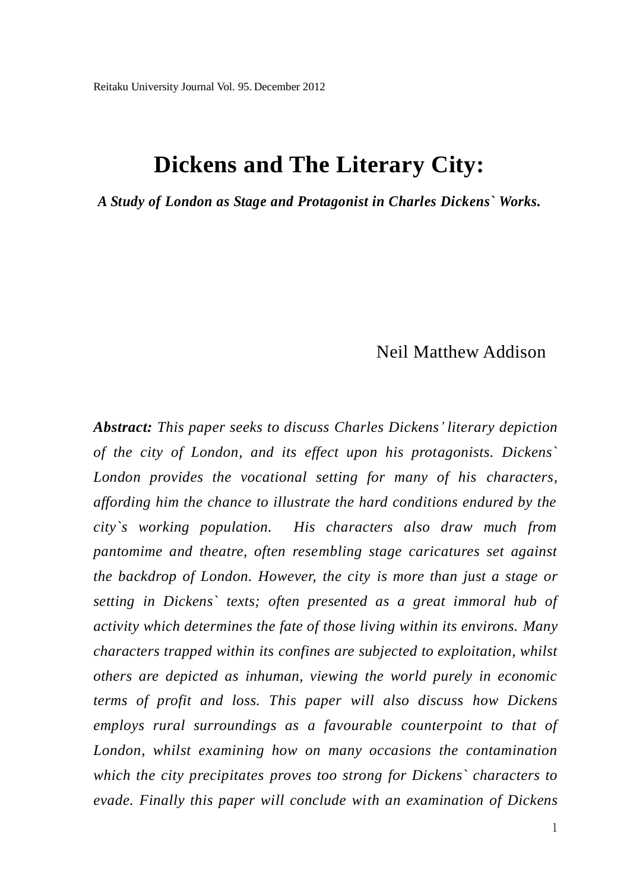# Dickens and The Literary City:

***A Study of London as Stage and Protagonist in Charles Dickens` Works.***

Neil Matthew Addison

***Abstract:*** *This paper seeks to discuss Charles Dickens' literary depiction of the city of London, and its effect upon his protagonists. Dickens` London provides the vocational setting for many of his characters, affording him the chance to illustrate the hard conditions endured by the city`s working population. His characters also draw much from pantomime and theatre, often resembling stage caricatures set against the backdrop of London. However, the city is more than just a stage or setting in Dickens` texts; often presented as a great immoral hub of activity which determines the fate of those living within its environs. Many characters trapped within its confines are subjected to exploitation, whilst others are depicted as inhuman, viewing the world purely in economic terms of profit and loss. This paper will also discuss how Dickens employs rural surroundings as a favourable counterpoint to that of London, whilst examining how on many occasions the contamination which the city precipitates proves too strong for Dickens` characters to evade. Finally this paper will conclude with an examination of Dickens*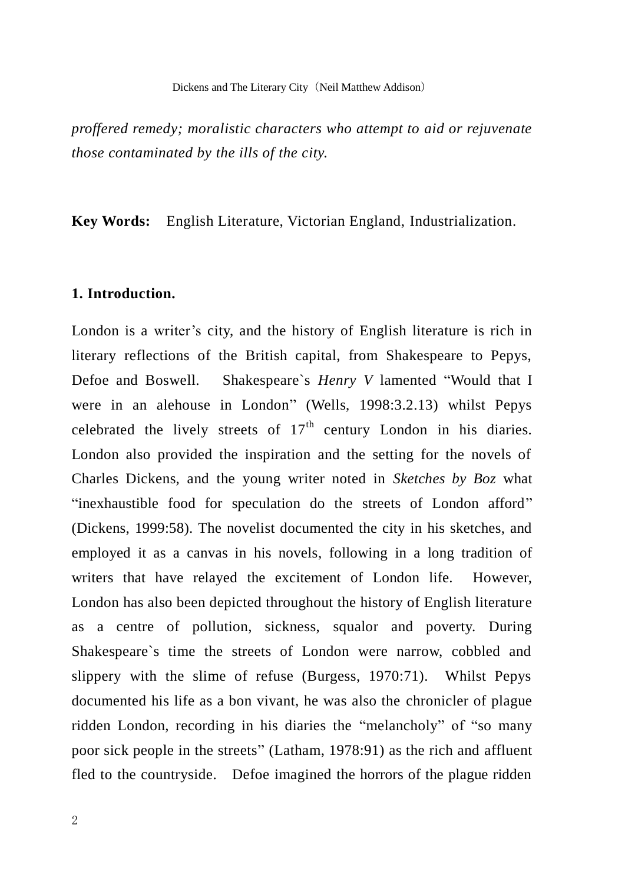*proffered remedy; moralistic characters who attempt to aid or rejuvenate those contaminated by the ills of the city.*

**Key Words:** English Literature, Victorian England, Industrialization.

## 1. Introduction.

London is a writer's city, and the history of English literature is rich in literary reflections of the British capital, from Shakespeare to Pepys, Defoe and Boswell. Shakespeare`s *Henry V* lamented "Would that I were in an alehouse in London" (Wells, 1998:3.2.13) whilst Pepys celebrated the lively streets of 17th century London in his diaries. London also provided the inspiration and the setting for the novels of Charles Dickens, and the young writer noted in *Sketches by Boz* what "inexhaustible food for speculation do the streets of London afford" (Dickens, 1999:58). The novelist documented the city in his sketches, and employed it as a canvas in his novels, following in a long tradition of writers that have relayed the excitement of London life. However, London has also been depicted throughout the history of English literature as a centre of pollution, sickness, squalor and poverty. During Shakespeare`s time the streets of London were narrow, cobbled and slippery with the slime of refuse (Burgess, 1970:71). Whilst Pepys documented his life as a bon vivant, he was also the chronicler of plague ridden London, recording in his diaries the "melancholy" of "so many poor sick people in the streets" (Latham, 1978:91) as the rich and affluent fled to the countryside. Defoe imagined the horrors of the plague ridden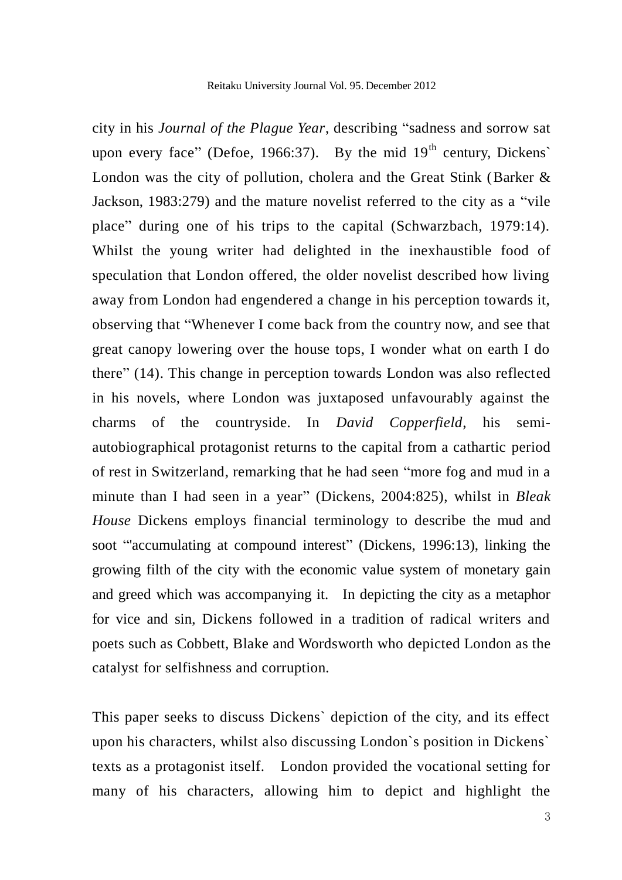city in his *Journal of the Plague Year*, describing "sadness and sorrow sat upon every face" (Defoe, 1966:37). By the mid 19th century, Dickens` London was the city of pollution, cholera and the Great Stink (Barker & Jackson, 1983:279) and the mature novelist referred to the city as a "vile place" during one of his trips to the capital (Schwarzbach, 1979:14). Whilst the young writer had delighted in the inexhaustible food of speculation that London offered, the older novelist described how living away from London had engendered a change in his perception towards it, observing that "Whenever I come back from the country now, and see that great canopy lowering over the house tops, I wonder what on earth I do there" (14). This change in perception towards London was also reflected in his novels, where London was juxtaposed unfavourably against the charms of the countryside. In *David Copperfield*, his semi-autobiographical protagonist returns to the capital from a cathartic period of rest in Switzerland, remarking that he had seen "more fog and mud in a minute than I had seen in a year" (Dickens, 2004:825), whilst in *Bleak House* Dickens employs financial terminology to describe the mud and soot "'accumulating at compound interest" (Dickens, 1996:13), linking the growing filth of the city with the economic value system of monetary gain and greed which was accompanying it. In depicting the city as a metaphor for vice and sin, Dickens followed in a tradition of radical writers and poets such as Cobbett, Blake and Wordsworth who depicted London as the catalyst for selfishness and corruption.

This paper seeks to discuss Dickens` depiction of the city, and its effect upon his characters, whilst also discussing London`s position in Dickens` texts as a protagonist itself. London provided the vocational setting for many of his characters, allowing him to depict and highlight the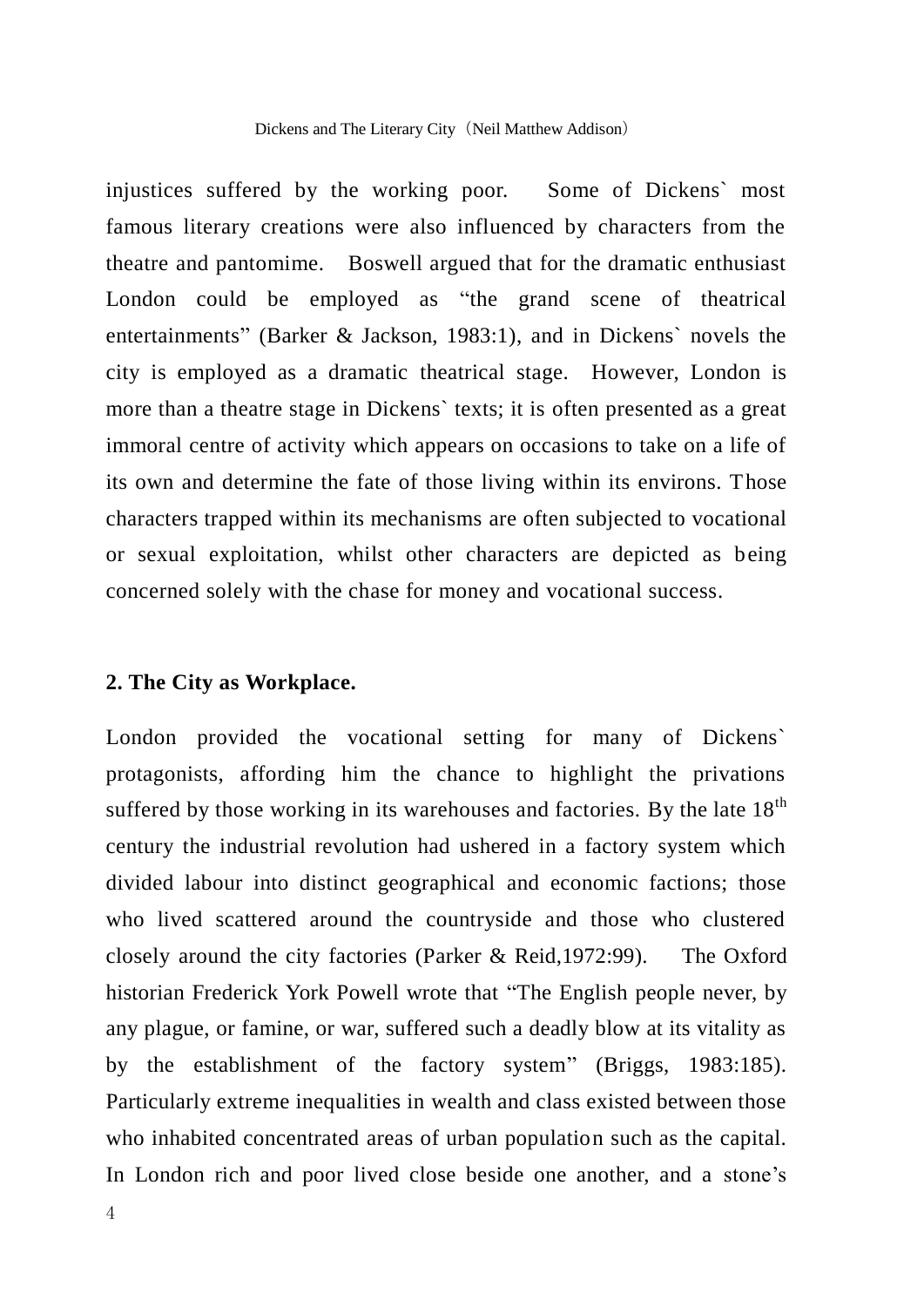injustices suffered by the working poor. Some of Dickens` most famous literary creations were also influenced by characters from the theatre and pantomime. Boswell argued that for the dramatic enthusiast London could be employed as "the grand scene of theatrical entertainments" (Barker & Jackson, 1983:1), and in Dickens` novels the city is employed as a dramatic theatrical stage. However, London is more than a theatre stage in Dickens` texts; it is often presented as a great immoral centre of activity which appears on occasions to take on a life of its own and determine the fate of those living within its environs. Those characters trapped within its mechanisms are often subjected to vocational or sexual exploitation, whilst other characters are depicted as being concerned solely with the chase for money and vocational success.

## 2. The City as Workplace.

London provided the vocational setting for many of Dickens` protagonists, affording him the chance to highlight the privations suffered by those working in its warehouses and factories. By the late 18th century the industrial revolution had ushered in a factory system which divided labour into distinct geographical and economic factions; those who lived scattered around the countryside and those who clustered closely around the city factories (Parker & Reid,1972:99). The Oxford historian Frederick York Powell wrote that "The English people never, by any plague, or famine, or war, suffered such a deadly blow at its vitality as by the establishment of the factory system" (Briggs, 1983:185). Particularly extreme inequalities in wealth and class existed between those who inhabited concentrated areas of urban population such as the capital. In London rich and poor lived close beside one another, and a stone's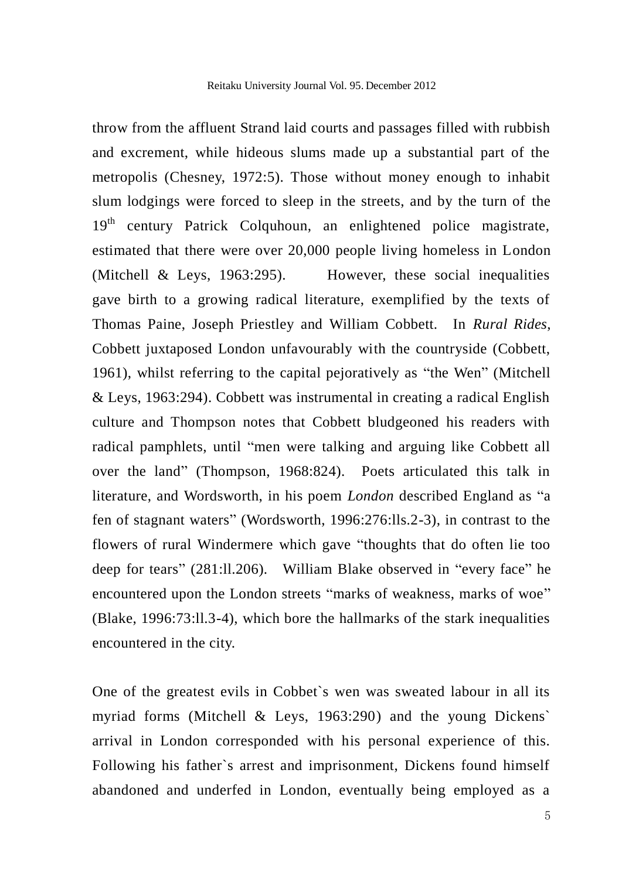throw from the affluent Strand laid courts and passages filled with rubbish and excrement, while hideous slums made up a substantial part of the metropolis (Chesney, 1972:5). Those without money enough to inhabit slum lodgings were forced to sleep in the streets, and by the turn of the 19th century Patrick Colquhoun, an enlightened police magistrate, estimated that there were over 20,000 people living homeless in London (Mitchell & Leys, 1963:295). However, these social inequalities gave birth to a growing radical literature, exemplified by the texts of Thomas Paine, Joseph Priestley and William Cobbett. In *Rural Rides*, Cobbett juxtaposed London unfavourably with the countryside (Cobbett, 1961), whilst referring to the capital pejoratively as "the Wen" (Mitchell & Leys, 1963:294). Cobbett was instrumental in creating a radical English culture and Thompson notes that Cobbett bludgeoned his readers with radical pamphlets, until "men were talking and arguing like Cobbett all over the land" (Thompson, 1968:824). Poets articulated this talk in literature, and Wordsworth, in his poem *London* described England as "a fen of stagnant waters" (Wordsworth, 1996:276:lls.2-3), in contrast to the flowers of rural Windermere which gave "thoughts that do often lie too deep for tears" (281:ll.206). William Blake observed in "every face" he encountered upon the London streets "marks of weakness, marks of woe" (Blake, 1996:73:ll.3-4), which bore the hallmarks of the stark inequalities encountered in the city.

One of the greatest evils in Cobbet`s wen was sweated labour in all its myriad forms (Mitchell & Leys, 1963:290) and the young Dickens` arrival in London corresponded with his personal experience of this. Following his father`s arrest and imprisonment, Dickens found himself abandoned and underfed in London, eventually being employed as a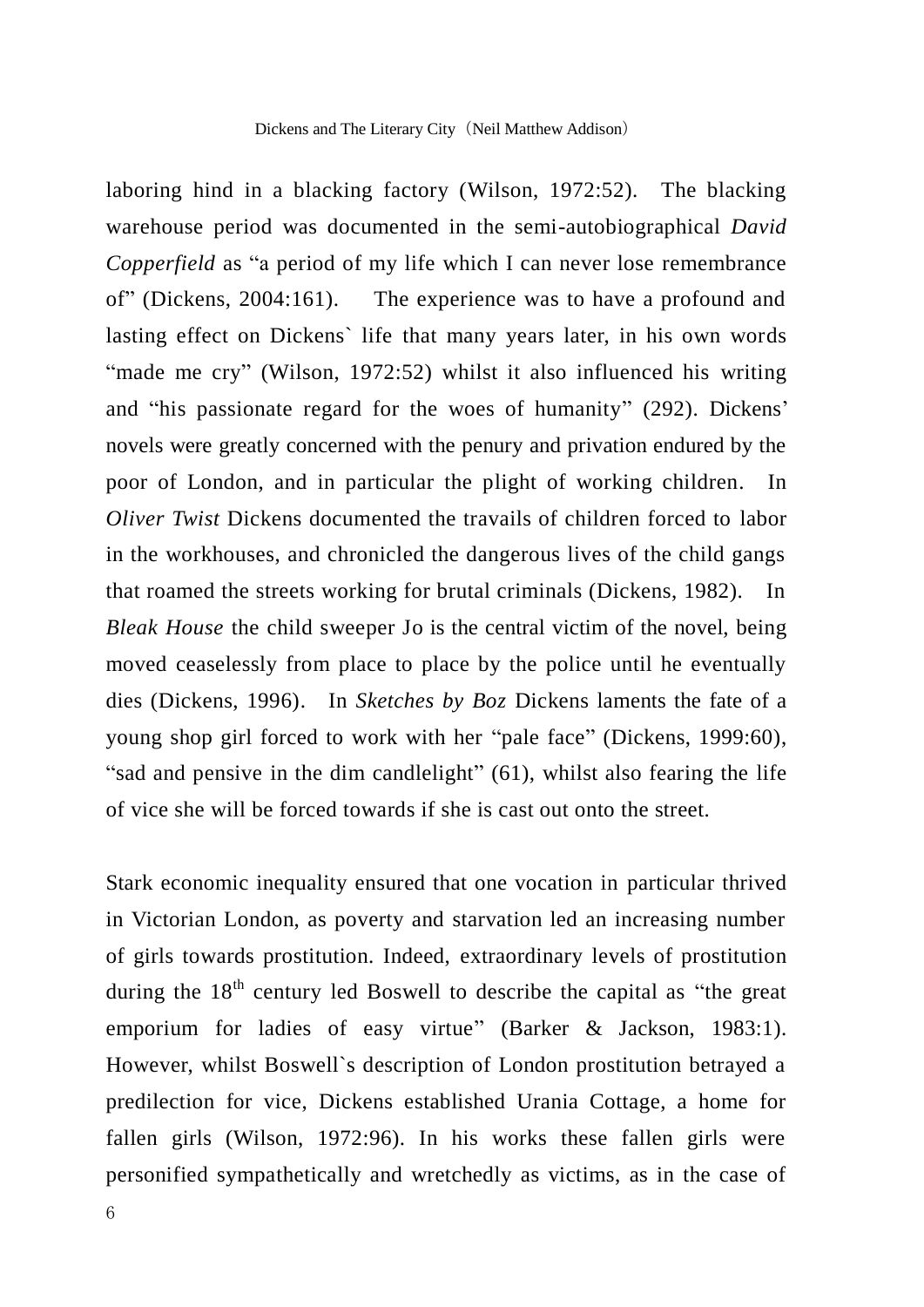laboring hind in a blacking factory (Wilson, 1972:52). The blacking warehouse period was documented in the semi-autobiographical *David Copperfield* as "a period of my life which I can never lose remembrance of" (Dickens, 2004:161). The experience was to have a profound and lasting effect on Dickens` life that many years later, in his own words "made me cry" (Wilson, 1972:52) whilst it also influenced his writing and "his passionate regard for the woes of humanity" (292). Dickens' novels were greatly concerned with the penury and privation endured by the poor of London, and in particular the plight of working children. In *Oliver Twist* Dickens documented the travails of children forced to labor in the workhouses, and chronicled the dangerous lives of the child gangs that roamed the streets working for brutal criminals (Dickens, 1982). In *Bleak House* the child sweeper Jo is the central victim of the novel, being moved ceaselessly from place to place by the police until he eventually dies (Dickens, 1996). In *Sketches by Boz* Dickens laments the fate of a young shop girl forced to work with her "pale face" (Dickens, 1999:60), "sad and pensive in the dim candlelight" (61), whilst also fearing the life of vice she will be forced towards if she is cast out onto the street.

Stark economic inequality ensured that one vocation in particular thrived in Victorian London, as poverty and starvation led an increasing number of girls towards prostitution. Indeed, extraordinary levels of prostitution during the 18th century led Boswell to describe the capital as "the great emporium for ladies of easy virtue" (Barker & Jackson, 1983:1). However, whilst Boswell`s description of London prostitution betrayed a predilection for vice, Dickens established Urania Cottage, a home for fallen girls (Wilson, 1972:96). In his works these fallen girls were personified sympathetically and wretchedly as victims, as in the case of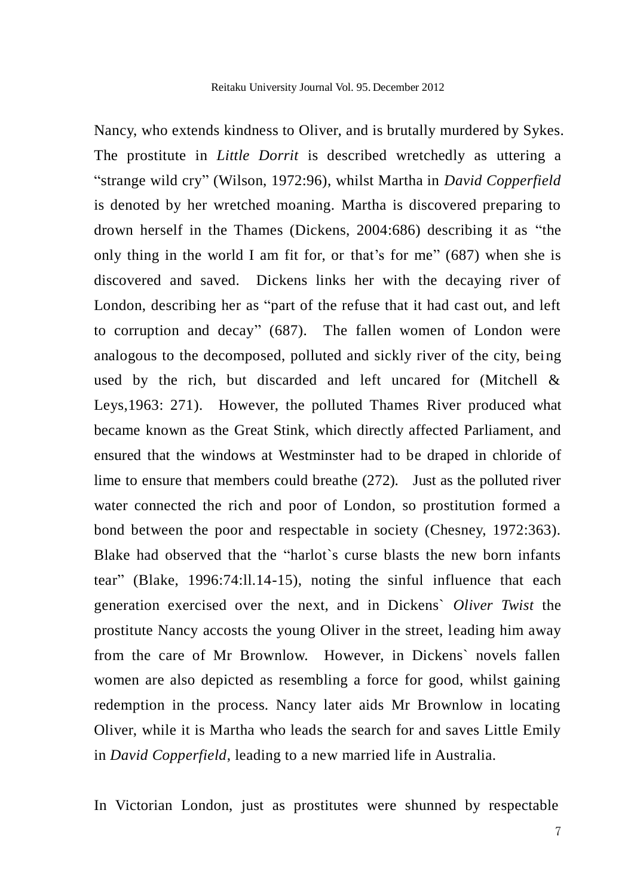Nancy, who extends kindness to Oliver, and is brutally murdered by Sykes. The prostitute in *Little Dorrit* is described wretchedly as uttering a "strange wild cry" (Wilson, 1972:96), whilst Martha in *David Copperfield* is denoted by her wretched moaning. Martha is discovered preparing to drown herself in the Thames (Dickens, 2004:686) describing it as "the only thing in the world I am fit for, or that's for me" (687) when she is discovered and saved. Dickens links her with the decaying river of London, describing her as "part of the refuse that it had cast out, and left to corruption and decay" (687). The fallen women of London were analogous to the decomposed, polluted and sickly river of the city, being used by the rich, but discarded and left uncared for (Mitchell & Leys,1963: 271). However, the polluted Thames River produced what became known as the Great Stink, which directly affected Parliament, and ensured that the windows at Westminster had to be draped in chloride of lime to ensure that members could breathe (272). Just as the polluted river water connected the rich and poor of London, so prostitution formed a bond between the poor and respectable in society (Chesney, 1972:363). Blake had observed that the "harlot`s curse blasts the new born infants tear" (Blake, 1996:74:ll.14-15), noting the sinful influence that each generation exercised over the next, and in Dickens` *Oliver Twist* the prostitute Nancy accosts the young Oliver in the street, leading him away from the care of Mr Brownlow. However, in Dickens` novels fallen women are also depicted as resembling a force for good, whilst gaining redemption in the process. Nancy later aids Mr Brownlow in locating Oliver, while it is Martha who leads the search for and saves Little Emily in *David Copperfield*, leading to a new married life in Australia.

In Victorian London, just as prostitutes were shunned by respectable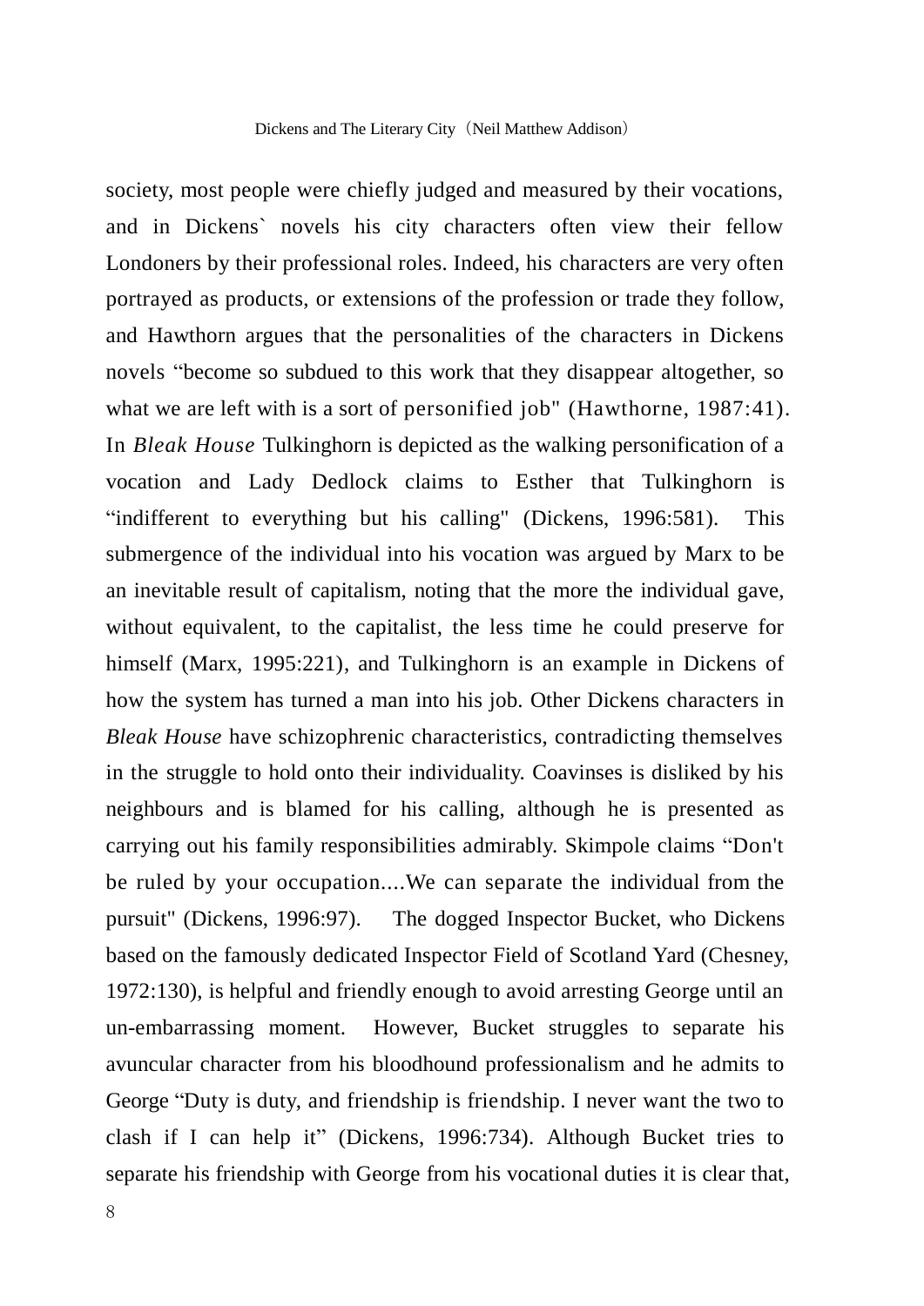society, most people were chiefly judged and measured by their vocations, and in Dickens` novels his city characters often view their fellow Londoners by their professional roles. Indeed, his characters are very often portrayed as products, or extensions of the profession or trade they follow, and Hawthorn argues that the personalities of the characters in Dickens novels "become so subdued to this work that they disappear altogether, so what we are left with is a sort of personified job" (Hawthorne, 1987:41). In *Bleak House* Tulkinghorn is depicted as the walking personification of a vocation and Lady Dedlock claims to Esther that Tulkinghorn is "indifferent to everything but his calling" (Dickens, 1996:581). This submergence of the individual into his vocation was argued by Marx to be an inevitable result of capitalism, noting that the more the individual gave, without equivalent, to the capitalist, the less time he could preserve for himself (Marx, 1995:221), and Tulkinghorn is an example in Dickens of how the system has turned a man into his job. Other Dickens characters in *Bleak House* have schizophrenic characteristics, contradicting themselves in the struggle to hold onto their individuality. Coavinses is disliked by his neighbours and is blamed for his calling, although he is presented as carrying out his family responsibilities admirably. Skimpole claims "Don't be ruled by your occupation....We can separate the individual from the pursuit" (Dickens, 1996:97). The dogged Inspector Bucket, who Dickens based on the famously dedicated Inspector Field of Scotland Yard (Chesney, 1972:130), is helpful and friendly enough to avoid arresting George until an un-embarrassing moment. However, Bucket struggles to separate his avuncular character from his bloodhound professionalism and he admits to George "Duty is duty, and friendship is friendship. I never want the two to clash if I can help it" (Dickens, 1996:734). Although Bucket tries to separate his friendship with George from his vocational duties it is clear that,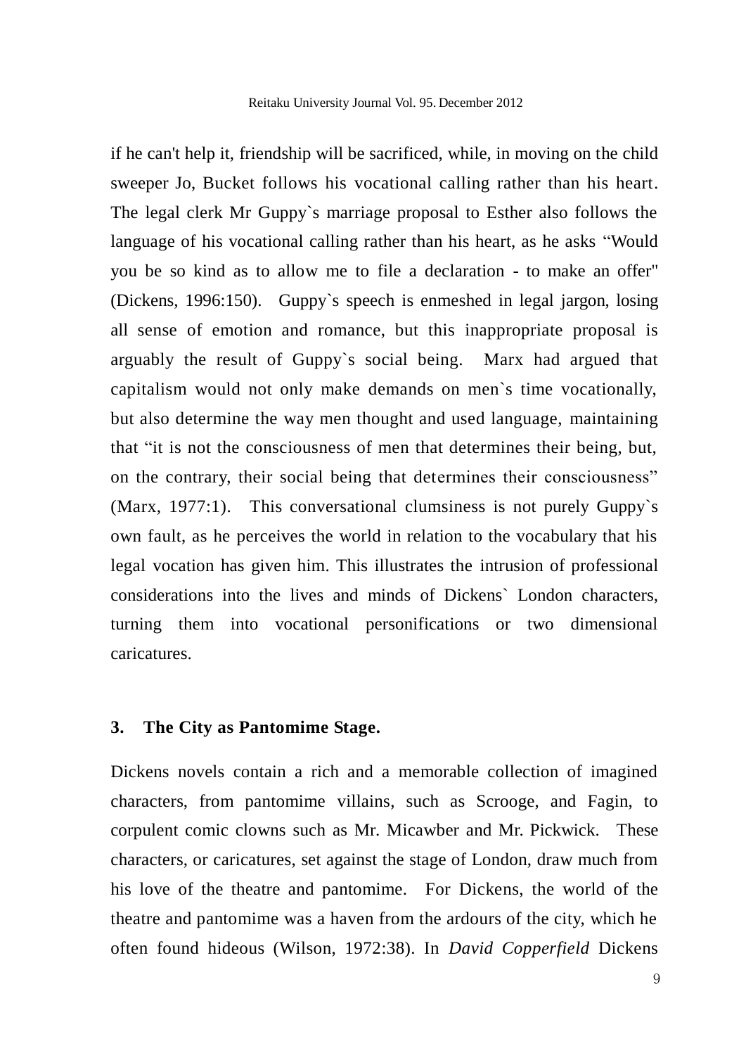if he can't help it, friendship will be sacrificed, while, in moving on the child sweeper Jo, Bucket follows his vocational calling rather than his heart. The legal clerk Mr Guppy`s marriage proposal to Esther also follows the language of his vocational calling rather than his heart, as he asks "Would you be so kind as to allow me to file a declaration - to make an offer" (Dickens, 1996:150). Guppy`s speech is enmeshed in legal jargon, losing all sense of emotion and romance, but this inappropriate proposal is arguably the result of Guppy`s social being. Marx had argued that capitalism would not only make demands on men`s time vocationally, but also determine the way men thought and used language, maintaining that "it is not the consciousness of men that determines their being, but, on the contrary, their social being that determines their consciousness" (Marx, 1977:1). This conversational clumsiness is not purely Guppy`s own fault, as he perceives the world in relation to the vocabulary that his legal vocation has given him. This illustrates the intrusion of professional considerations into the lives and minds of Dickens` London characters, turning them into vocational personifications or two dimensional caricatures.

### 3. The City as Pantomime Stage.

Dickens novels contain a rich and a memorable collection of imagined characters, from pantomime villains, such as Scrooge, and Fagin, to corpulent comic clowns such as Mr. Micawber and Mr. Pickwick. These characters, or caricatures, set against the stage of London, draw much from his love of the theatre and pantomime. For Dickens, the world of the theatre and pantomime was a haven from the ardours of the city, which he often found hideous (Wilson, 1972:38). In *David Copperfield* Dickens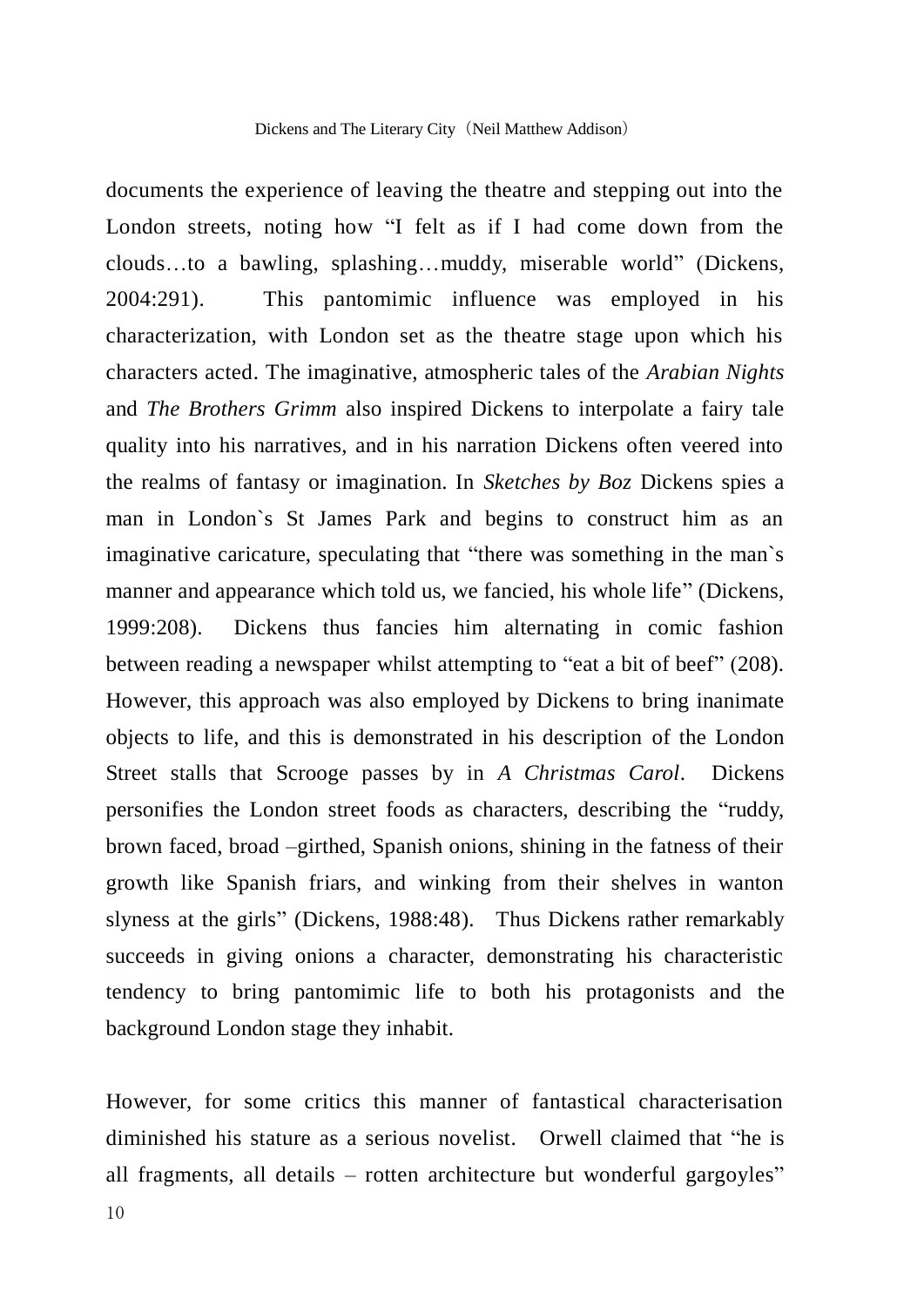documents the experience of leaving the theatre and stepping out into the London streets, noting how "I felt as if I had come down from the clouds…to a bawling, splashing…muddy, miserable world" (Dickens, 2004:291). This pantomimic influence was employed in his characterization, with London set as the theatre stage upon which his characters acted. The imaginative, atmospheric tales of the *Arabian Nights* and *The Brothers Grimm* also inspired Dickens to interpolate a fairy tale quality into his narratives, and in his narration Dickens often veered into the realms of fantasy or imagination. In *Sketches by Boz* Dickens spies a man in London`s St James Park and begins to construct him as an imaginative caricature, speculating that "there was something in the man`s manner and appearance which told us, we fancied, his whole life" (Dickens, 1999:208). Dickens thus fancies him alternating in comic fashion between reading a newspaper whilst attempting to "eat a bit of beef" (208). However, this approach was also employed by Dickens to bring inanimate objects to life, and this is demonstrated in his description of the London Street stalls that Scrooge passes by in *A Christmas Carol*. Dickens personifies the London street foods as characters, describing the "ruddy, brown faced, broad –girthed, Spanish onions, shining in the fatness of their growth like Spanish friars, and winking from their shelves in wanton slyness at the girls" (Dickens, 1988:48). Thus Dickens rather remarkably succeeds in giving onions a character, demonstrating his characteristic tendency to bring pantomimic life to both his protagonists and the background London stage they inhabit.

However, for some critics this manner of fantastical characterisation diminished his stature as a serious novelist. Orwell claimed that "he is all fragments, all details – rotten architecture but wonderful gargoyles"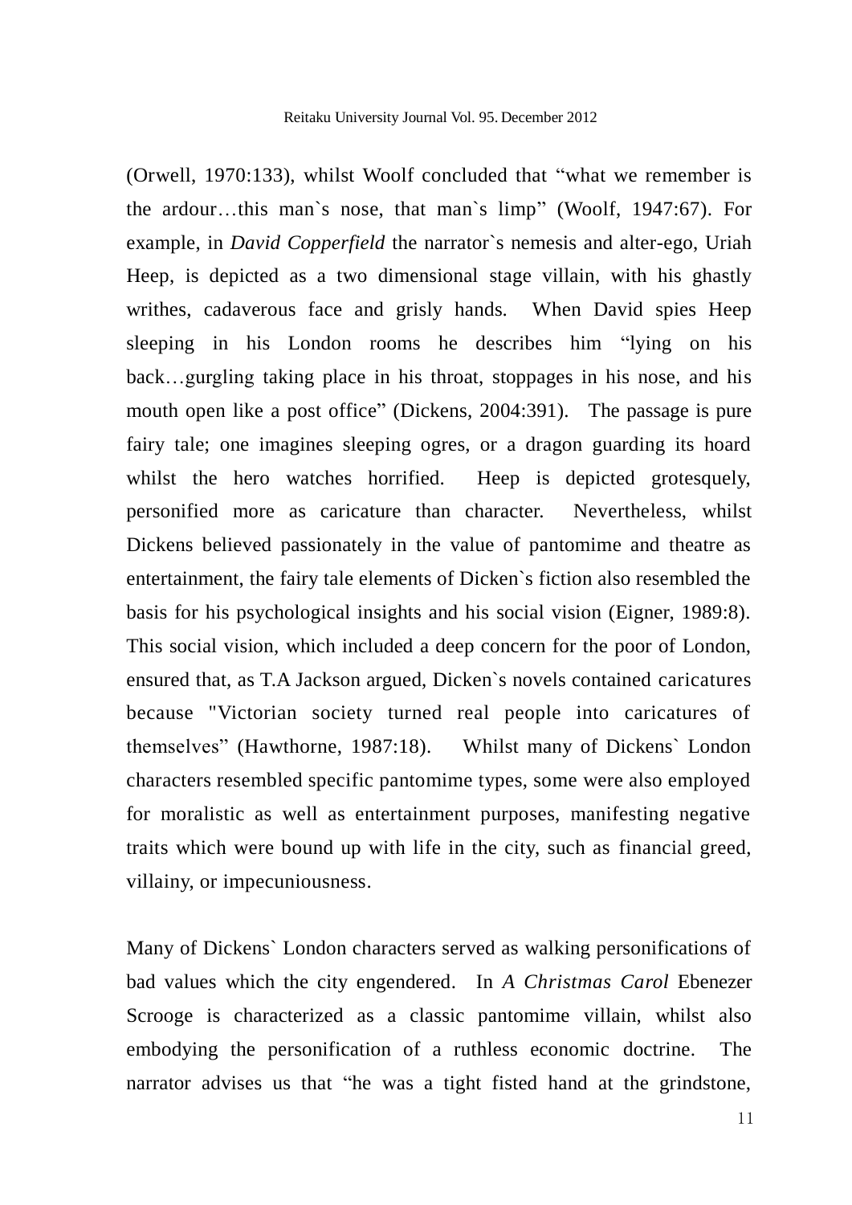(Orwell, 1970:133), whilst Woolf concluded that "what we remember is the ardour…this man`s nose, that man`s limp" (Woolf, 1947:67). For example, in *David Copperfield* the narrator`s nemesis and alter-ego, Uriah Heep, is depicted as a two dimensional stage villain, with his ghastly writhes, cadaverous face and grisly hands. When David spies Heep sleeping in his London rooms he describes him "lying on his back…gurgling taking place in his throat, stoppages in his nose, and his mouth open like a post office" (Dickens, 2004:391). The passage is pure fairy tale; one imagines sleeping ogres, or a dragon guarding its hoard whilst the hero watches horrified. Heep is depicted grotesquely, personified more as caricature than character. Nevertheless, whilst Dickens believed passionately in the value of pantomime and theatre as entertainment, the fairy tale elements of Dicken`s fiction also resembled the basis for his psychological insights and his social vision (Eigner, 1989:8). This social vision, which included a deep concern for the poor of London, ensured that, as T.A Jackson argued, Dicken`s novels contained caricatures because "Victorian society turned real people into caricatures of themselves" (Hawthorne, 1987:18). Whilst many of Dickens` London characters resembled specific pantomime types, some were also employed for moralistic as well as entertainment purposes, manifesting negative traits which were bound up with life in the city, such as financial greed, villainy, or impecuniousness.

Many of Dickens` London characters served as walking personifications of bad values which the city engendered. In *A Christmas Carol* Ebenezer Scrooge is characterized as a classic pantomime villain, whilst also embodying the personification of a ruthless economic doctrine. The narrator advises us that "he was a tight fisted hand at the grindstone,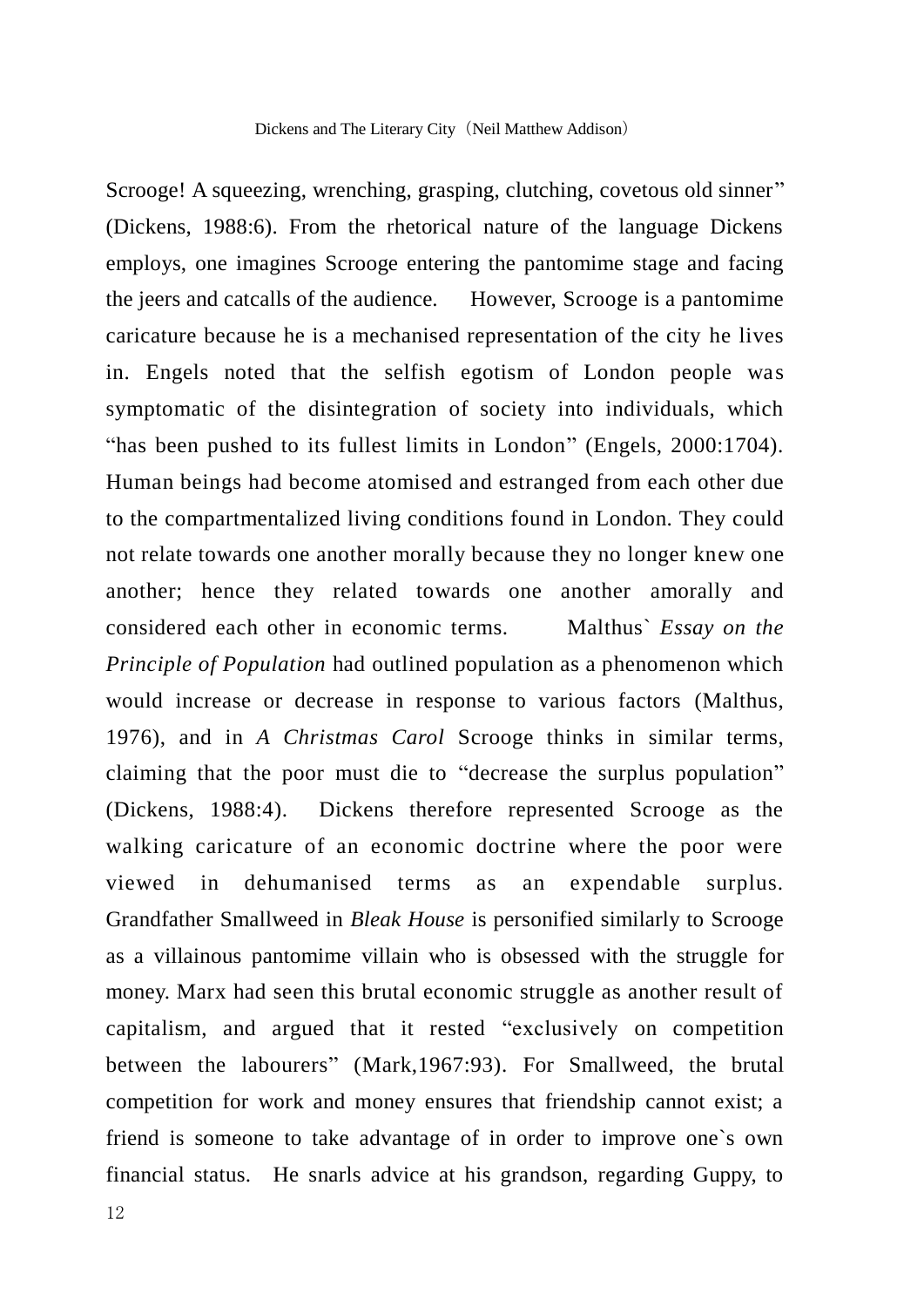Scrooge! A squeezing, wrenching, grasping, clutching, covetous old sinner" (Dickens, 1988:6). From the rhetorical nature of the language Dickens employs, one imagines Scrooge entering the pantomime stage and facing the jeers and catcalls of the audience. However, Scrooge is a pantomime caricature because he is a mechanised representation of the city he lives in. Engels noted that the selfish egotism of London people was symptomatic of the disintegration of society into individuals, which "has been pushed to its fullest limits in London" (Engels, 2000:1704). Human beings had become atomised and estranged from each other due to the compartmentalized living conditions found in London. They could not relate towards one another morally because they no longer knew one another; hence they related towards one another amorally and considered each other in economic terms. Malthus` *Essay on the Principle of Population* had outlined population as a phenomenon which would increase or decrease in response to various factors (Malthus, 1976), and in *A Christmas Carol* Scrooge thinks in similar terms, claiming that the poor must die to "decrease the surplus population" (Dickens, 1988:4). Dickens therefore represented Scrooge as the walking caricature of an economic doctrine where the poor were viewed in dehumanised terms as an expendable surplus. Grandfather Smallweed in *Bleak House* is personified similarly to Scrooge as a villainous pantomime villain who is obsessed with the struggle for money. Marx had seen this brutal economic struggle as another result of capitalism, and argued that it rested "exclusively on competition between the labourers" (Mark,1967:93). For Smallweed, the brutal competition for work and money ensures that friendship cannot exist; a friend is someone to take advantage of in order to improve one`s own financial status. He snarls advice at his grandson, regarding Guppy, to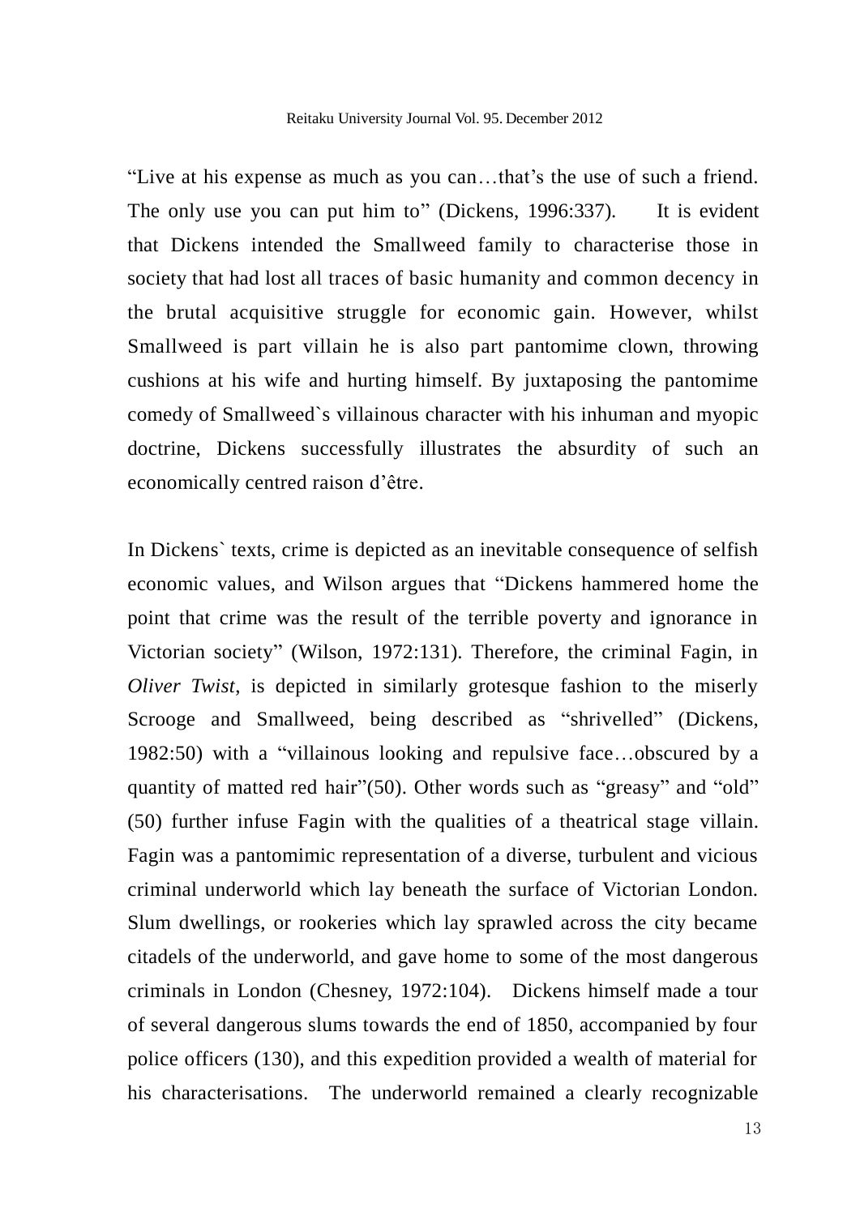"Live at his expense as much as you can…that's the use of such a friend. The only use you can put him to" (Dickens, 1996:337). It is evident that Dickens intended the Smallweed family to characterise those in society that had lost all traces of basic humanity and common decency in the brutal acquisitive struggle for economic gain. However, whilst Smallweed is part villain he is also part pantomime clown, throwing cushions at his wife and hurting himself. By juxtaposing the pantomime comedy of Smallweed`s villainous character with his inhuman and myopic doctrine, Dickens successfully illustrates the absurdity of such an economically centred raison d'être.

In Dickens` texts, crime is depicted as an inevitable consequence of selfish economic values, and Wilson argues that "Dickens hammered home the point that crime was the result of the terrible poverty and ignorance in Victorian society" (Wilson, 1972:131). Therefore, the criminal Fagin, in *Oliver Twist*, is depicted in similarly grotesque fashion to the miserly Scrooge and Smallweed, being described as "shrivelled" (Dickens, 1982:50) with a "villainous looking and repulsive face…obscured by a quantity of matted red hair"(50). Other words such as "greasy" and "old" (50) further infuse Fagin with the qualities of a theatrical stage villain. Fagin was a pantomimic representation of a diverse, turbulent and vicious criminal underworld which lay beneath the surface of Victorian London. Slum dwellings, or rookeries which lay sprawled across the city became citadels of the underworld, and gave home to some of the most dangerous criminals in London (Chesney, 1972:104). Dickens himself made a tour of several dangerous slums towards the end of 1850, accompanied by four police officers (130), and this expedition provided a wealth of material for his characterisations. The underworld remained a clearly recognizable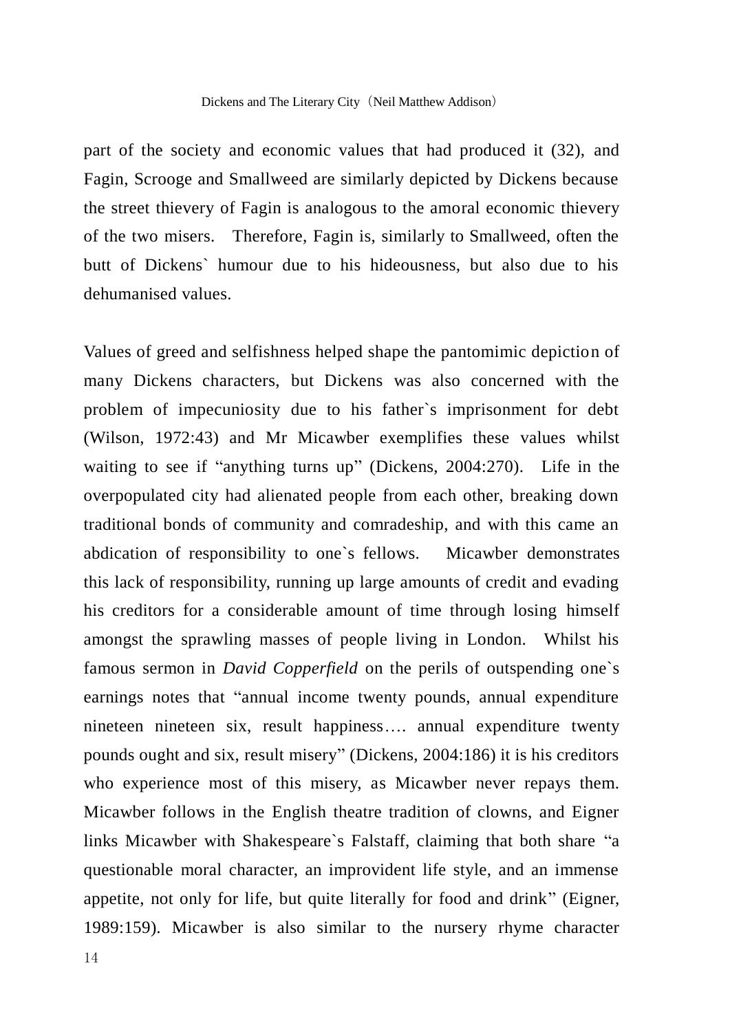part of the society and economic values that had produced it (32), and Fagin, Scrooge and Smallweed are similarly depicted by Dickens because the street thievery of Fagin is analogous to the amoral economic thievery of the two misers. Therefore, Fagin is, similarly to Smallweed, often the butt of Dickens` humour due to his hideousness, but also due to his dehumanised values.

Values of greed and selfishness helped shape the pantomimic depiction of many Dickens characters, but Dickens was also concerned with the problem of impecuniosity due to his father`s imprisonment for debt (Wilson, 1972:43) and Mr Micawber exemplifies these values whilst waiting to see if "anything turns up" (Dickens, 2004:270). Life in the overpopulated city had alienated people from each other, breaking down traditional bonds of community and comradeship, and with this came an abdication of responsibility to one`s fellows. Micawber demonstrates this lack of responsibility, running up large amounts of credit and evading his creditors for a considerable amount of time through losing himself amongst the sprawling masses of people living in London. Whilst his famous sermon in *David Copperfield* on the perils of outspending one`s earnings notes that "annual income twenty pounds, annual expenditure nineteen nineteen six, result happiness…. annual expenditure twenty pounds ought and six, result misery" (Dickens, 2004:186) it is his creditors who experience most of this misery, as Micawber never repays them. Micawber follows in the English theatre tradition of clowns, and Eigner links Micawber with Shakespeare`s Falstaff, claiming that both share "a questionable moral character, an improvident life style, and an immense appetite, not only for life, but quite literally for food and drink" (Eigner, 1989:159). Micawber is also similar to the nursery rhyme character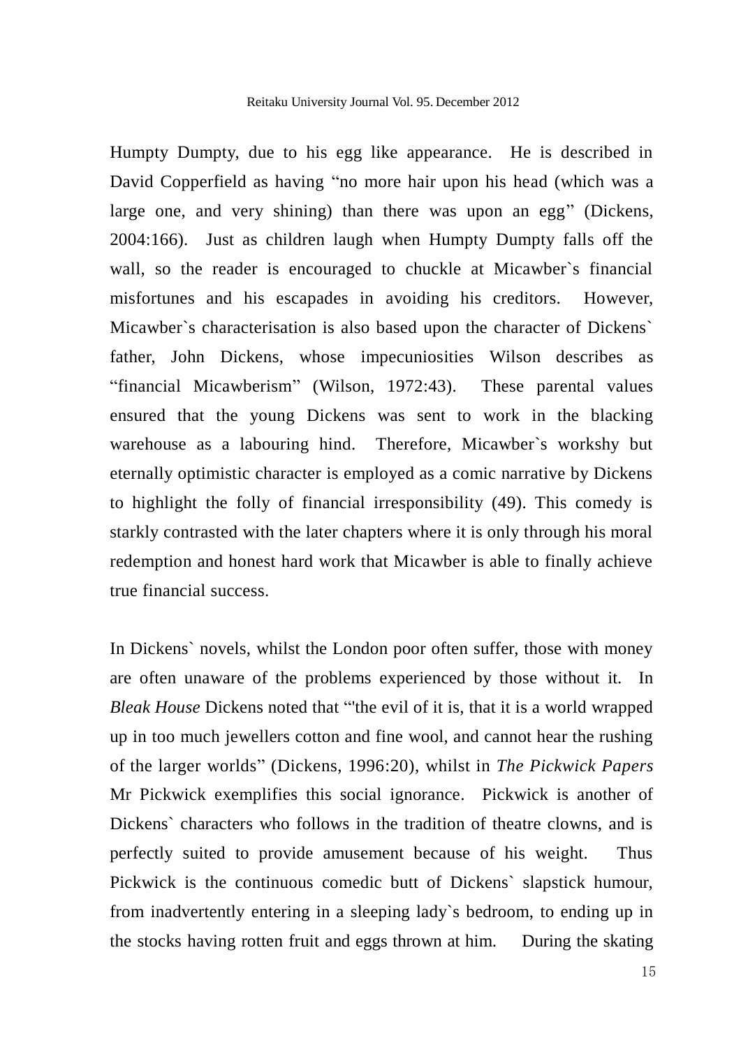Humpty Dumpty, due to his egg like appearance. He is described in David Copperfield as having “no more hair upon his head (which was a large one, and very shining) than there was upon an egg” (Dickens, 2004:166). Just as children laugh when Humpty Dumpty falls off the wall, so the reader is encouraged to chuckle at Micawber`s financial misfortunes and his escapades in avoiding his creditors. However, Micawber`s characterisation is also based upon the character of Dickens` father, John Dickens, whose impecuniosities Wilson describes as “financial Micawberism” (Wilson, 1972:43). These parental values ensured that the young Dickens was sent to work in the blacking warehouse as a labouring hind. Therefore, Micawber`s workshy but eternally optimistic character is employed as a comic narrative by Dickens to highlight the folly of financial irresponsibility (49). This comedy is starkly contrasted with the later chapters where it is only through his moral redemption and honest hard work that Micawber is able to finally achieve true financial success.

In Dickens` novels, whilst the London poor often suffer, those with money are often unaware of the problems experienced by those without it. In *Bleak House* Dickens noted that “'the evil of it is, that it is a world wrapped up in too much jewellers cotton and fine wool, and cannot hear the rushing of the larger worlds” (Dickens, 1996:20), whilst in *The Pickwick Papers* Mr Pickwick exemplifies this social ignorance. Pickwick is another of Dickens` characters who follows in the tradition of theatre clowns, and is perfectly suited to provide amusement because of his weight. Thus Pickwick is the continuous comedic butt of Dickens` slapstick humour, from inadvertently entering in a sleeping lady`s bedroom, to ending up in the stocks having rotten fruit and eggs thrown at him. During the skating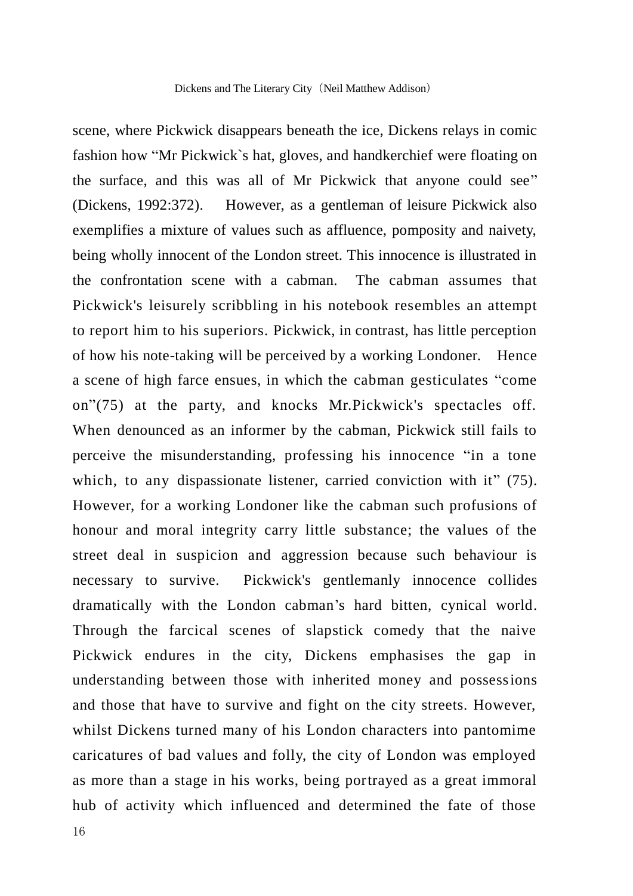scene, where Pickwick disappears beneath the ice, Dickens relays in comic fashion how "Mr Pickwick`s hat, gloves, and handkerchief were floating on the surface, and this was all of Mr Pickwick that anyone could see" (Dickens, 1992:372). However, as a gentleman of leisure Pickwick also exemplifies a mixture of values such as affluence, pomposity and naivety, being wholly innocent of the London street. This innocence is illustrated in the confrontation scene with a cabman. The cabman assumes that Pickwick's leisurely scribbling in his notebook resembles an attempt to report him to his superiors. Pickwick, in contrast, has little perception of how his note-taking will be perceived by a working Londoner. Hence a scene of high farce ensues, in which the cabman gesticulates "come on"(75) at the party, and knocks Mr.Pickwick's spectacles off. When denounced as an informer by the cabman, Pickwick still fails to perceive the misunderstanding, professing his innocence "in a tone which, to any dispassionate listener, carried conviction with it" (75). However, for a working Londoner like the cabman such profusions of honour and moral integrity carry little substance; the values of the street deal in suspicion and aggression because such behaviour is necessary to survive. Pickwick's gentlemanly innocence collides dramatically with the London cabman's hard bitten, cynical world. Through the farcical scenes of slapstick comedy that the naive Pickwick endures in the city, Dickens emphasises the gap in understanding between those with inherited money and possessions and those that have to survive and fight on the city streets. However, whilst Dickens turned many of his London characters into pantomime caricatures of bad values and folly, the city of London was employed as more than a stage in his works, being portrayed as a great immoral hub of activity which influenced and determined the fate of those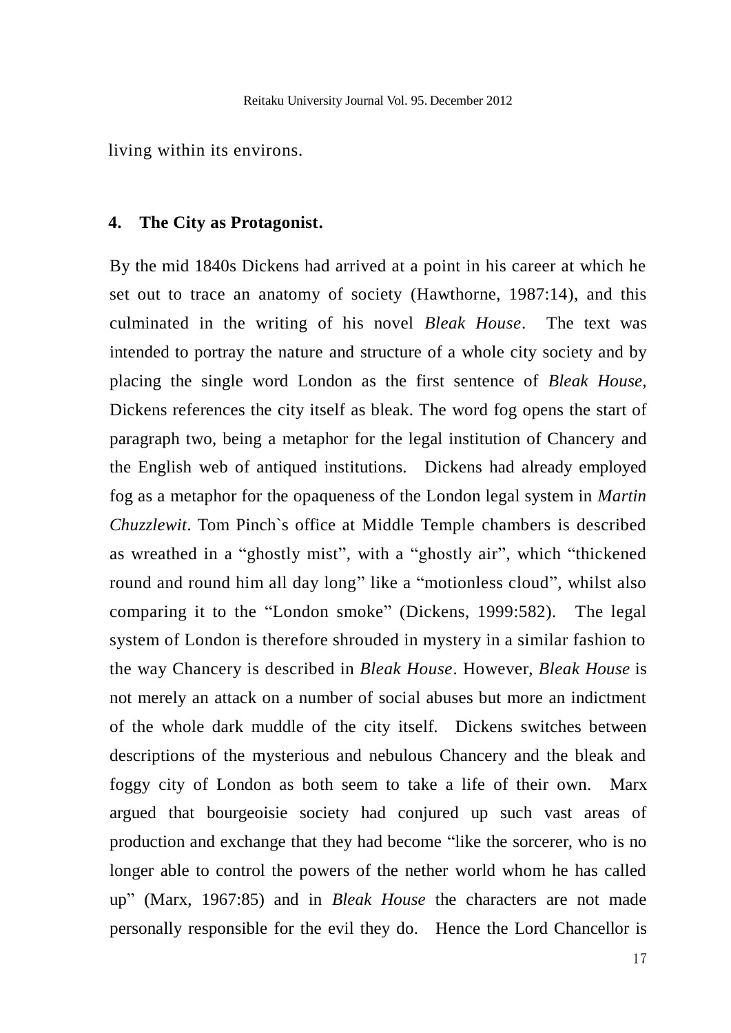living within its environs.

## 4. The City as Protagonist.

By the mid 1840s Dickens had arrived at a point in his career at which he set out to trace an anatomy of society (Hawthorne, 1987:14), and this culminated in the writing of his novel *Bleak House*. The text was intended to portray the nature and structure of a whole city society and by placing the single word London as the first sentence of *Bleak House,* Dickens references the city itself as bleak. The word fog opens the start of paragraph two, being a metaphor for the legal institution of Chancery and the English web of antiqued institutions. Dickens had already employed fog as a metaphor for the opaqueness of the London legal system in *Martin Chuzzlewit*. Tom Pinch`s office at Middle Temple chambers is described as wreathed in a "ghostly mist", with a "ghostly air", which "thickened round and round him all day long" like a "motionless cloud", whilst also comparing it to the "London smoke" (Dickens, 1999:582). The legal system of London is therefore shrouded in mystery in a similar fashion to the way Chancery is described in *Bleak House*. However, *Bleak House* is not merely an attack on a number of social abuses but more an indictment of the whole dark muddle of the city itself. Dickens switches between descriptions of the mysterious and nebulous Chancery and the bleak and foggy city of London as both seem to take a life of their own. Marx argued that bourgeoisie society had conjured up such vast areas of production and exchange that they had become "like the sorcerer, who is no longer able to control the powers of the nether world whom he has called up" (Marx, 1967:85) and in *Bleak House* the characters are not made personally responsible for the evil they do. Hence the Lord Chancellor is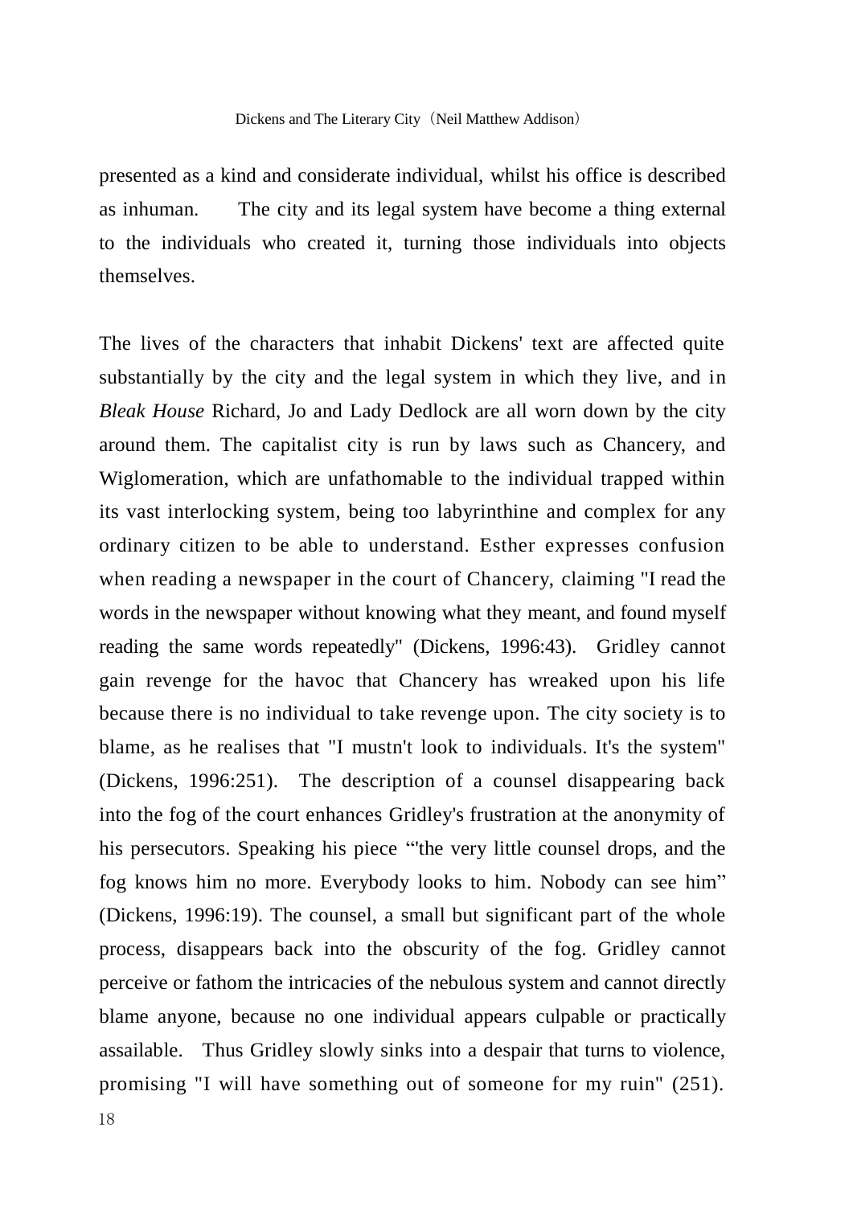presented as a kind and considerate individual, whilst his office is described as inhuman. The city and its legal system have become a thing external to the individuals who created it, turning those individuals into objects themselves.

The lives of the characters that inhabit Dickens' text are affected quite substantially by the city and the legal system in which they live, and in *Bleak House* Richard, Jo and Lady Dedlock are all worn down by the city around them. The capitalist city is run by laws such as Chancery, and Wiglomeration, which are unfathomable to the individual trapped within its vast interlocking system, being too labyrinthine and complex for any ordinary citizen to be able to understand. Esther expresses confusion when reading a newspaper in the court of Chancery, claiming "I read the words in the newspaper without knowing what they meant, and found myself reading the same words repeatedly" (Dickens, 1996:43). Gridley cannot gain revenge for the havoc that Chancery has wreaked upon his life because there is no individual to take revenge upon. The city society is to blame, as he realises that "I mustn't look to individuals. It's the system" (Dickens, 1996:251). The description of a counsel disappearing back into the fog of the court enhances Gridley's frustration at the anonymity of his persecutors. Speaking his piece "'the very little counsel drops, and the fog knows him no more. Everybody looks to him. Nobody can see him" (Dickens, 1996:19). The counsel, a small but significant part of the whole process, disappears back into the obscurity of the fog. Gridley cannot perceive or fathom the intricacies of the nebulous system and cannot directly blame anyone, because no one individual appears culpable or practically assailable. Thus Gridley slowly sinks into a despair that turns to violence, promising "I will have something out of someone for my ruin" (251).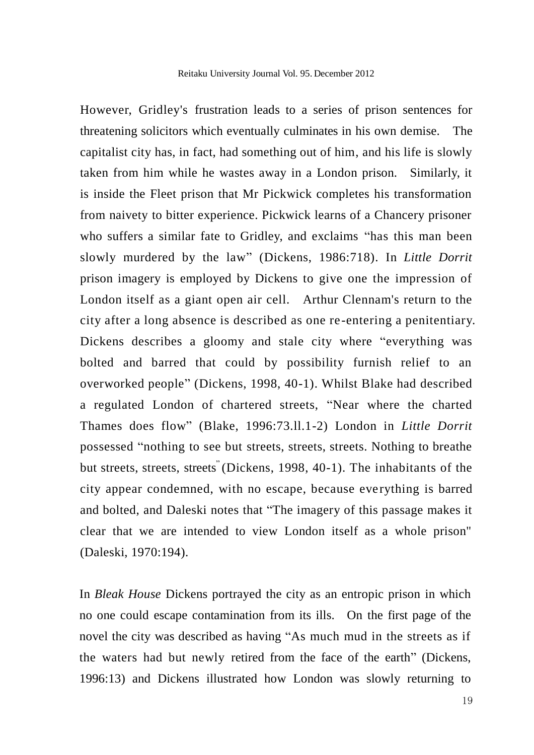However, Gridley's frustration leads to a series of prison sentences for threatening solicitors which eventually culminates in his own demise. The capitalist city has, in fact, had something out of him, and his life is slowly taken from him while he wastes away in a London prison. Similarly, it is inside the Fleet prison that Mr Pickwick completes his transformation from naivety to bitter experience. Pickwick learns of a Chancery prisoner who suffers a similar fate to Gridley, and exclaims "has this man been slowly murdered by the law" (Dickens, 1986:718). In *Little Dorrit* prison imagery is employed by Dickens to give one the impression of London itself as a giant open air cell. Arthur Clennam's return to the city after a long absence is described as one re-entering a penitentiary. Dickens describes a gloomy and stale city where "everything was bolted and barred that could by possibility furnish relief to an overworked people" (Dickens, 1998, 40-1). Whilst Blake had described a regulated London of chartered streets, "Near where the charted Thames does flow" (Blake, 1996:73.ll.1-2) London in *Little Dorrit* possessed "nothing to see but streets, streets, streets. Nothing to breathe but streets, streets, streets" (Dickens, 1998, 40-1). The inhabitants of the city appear condemned, with no escape, because everything is barred and bolted, and Daleski notes that "The imagery of this passage makes it clear that we are intended to view London itself as a whole prison" (Daleski, 1970:194).

In *Bleak House* Dickens portrayed the city as an entropic prison in which no one could escape contamination from its ills. On the first page of the novel the city was described as having "As much mud in the streets as if the waters had but newly retired from the face of the earth" (Dickens, 1996:13) and Dickens illustrated how London was slowly returning to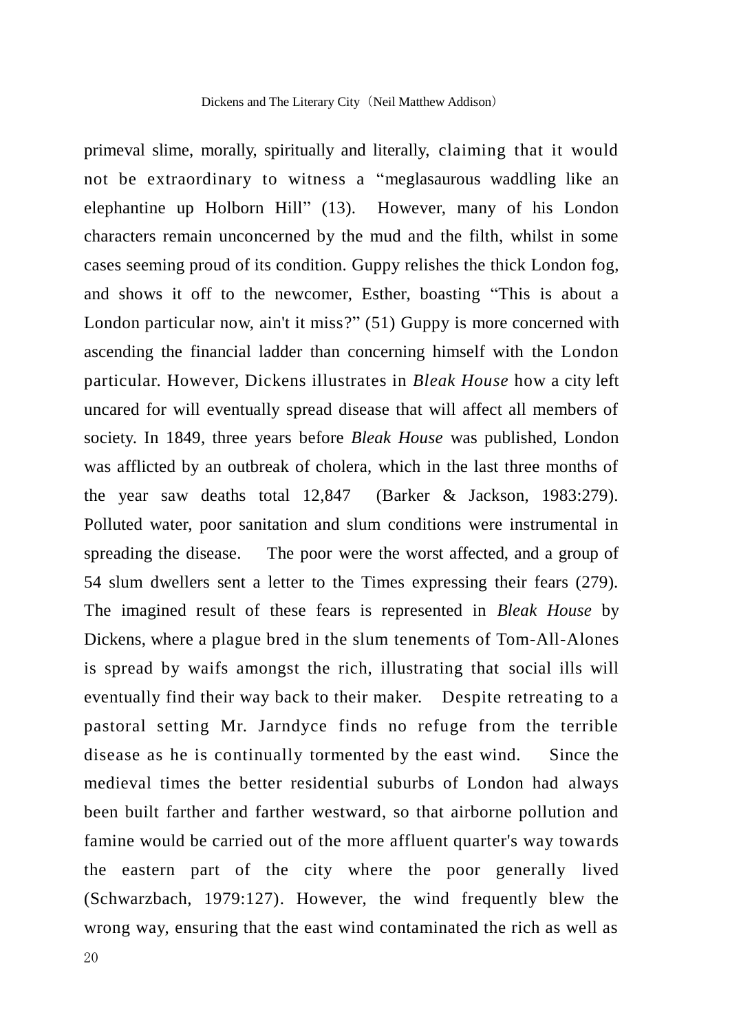primeval slime, morally, spiritually and literally, claiming that it would not be extraordinary to witness a "meglasaurous waddling like an elephantine up Holborn Hill" (13). However, many of his London characters remain unconcerned by the mud and the filth, whilst in some cases seeming proud of its condition. Guppy relishes the thick London fog, and shows it off to the newcomer, Esther, boasting "This is about a London particular now, ain't it miss?" (51) Guppy is more concerned with ascending the financial ladder than concerning himself with the London particular. However, Dickens illustrates in *Bleak House* how a city left uncared for will eventually spread disease that will affect all members of society. In 1849, three years before *Bleak House* was published, London was afflicted by an outbreak of cholera, which in the last three months of the year saw deaths total 12,847 (Barker & Jackson, 1983:279). Polluted water, poor sanitation and slum conditions were instrumental in spreading the disease. The poor were the worst affected, and a group of 54 slum dwellers sent a letter to the Times expressing their fears (279). The imagined result of these fears is represented in *Bleak House* by Dickens, where a plague bred in the slum tenements of Tom-All-Alones is spread by waifs amongst the rich, illustrating that social ills will eventually find their way back to their maker. Despite retreating to a pastoral setting Mr. Jarndyce finds no refuge from the terrible disease as he is continually tormented by the east wind. Since the medieval times the better residential suburbs of London had always been built farther and farther westward, so that airborne pollution and famine would be carried out of the more affluent quarter's way towards the eastern part of the city where the poor generally lived (Schwarzbach, 1979:127). However, the wind frequently blew the wrong way, ensuring that the east wind contaminated the rich as well as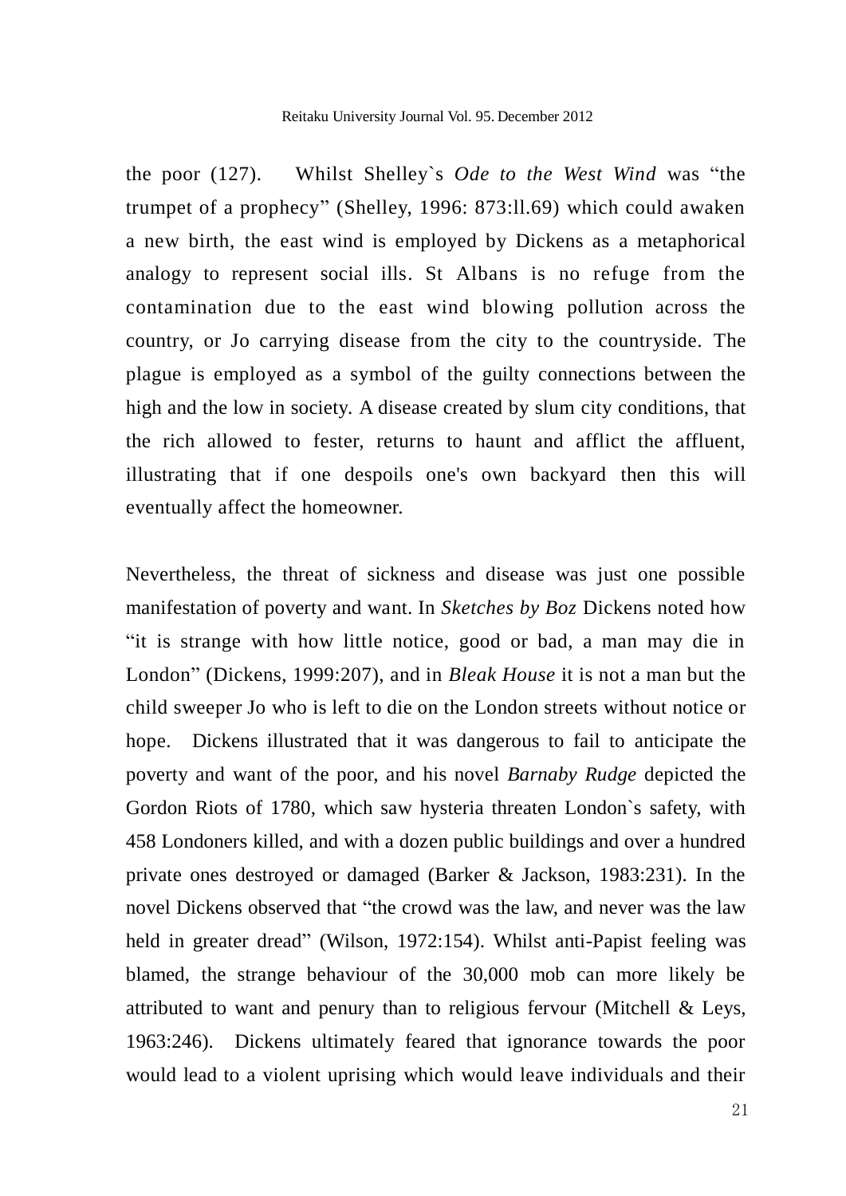the poor (127). Whilst Shelley`s *Ode to the West Wind* was "the trumpet of a prophecy" (Shelley, 1996: 873:ll.69) which could awaken a new birth, the east wind is employed by Dickens as a metaphorical analogy to represent social ills. St Albans is no refuge from the contamination due to the east wind blowing pollution across the country, or Jo carrying disease from the city to the countryside. The plague is employed as a symbol of the guilty connections between the high and the low in society. A disease created by slum city conditions, that the rich allowed to fester, returns to haunt and afflict the affluent, illustrating that if one despoils one's own backyard then this will eventually affect the homeowner.

Nevertheless, the threat of sickness and disease was just one possible manifestation of poverty and want. In *Sketches by Boz* Dickens noted how "it is strange with how little notice, good or bad, a man may die in London" (Dickens, 1999:207), and in *Bleak House* it is not a man but the child sweeper Jo who is left to die on the London streets without notice or hope. Dickens illustrated that it was dangerous to fail to anticipate the poverty and want of the poor, and his novel *Barnaby Rudge* depicted the Gordon Riots of 1780, which saw hysteria threaten London`s safety, with 458 Londoners killed, and with a dozen public buildings and over a hundred private ones destroyed or damaged (Barker & Jackson, 1983:231). In the novel Dickens observed that "the crowd was the law, and never was the law held in greater dread" (Wilson, 1972:154). Whilst anti-Papist feeling was blamed, the strange behaviour of the 30,000 mob can more likely be attributed to want and penury than to religious fervour (Mitchell & Leys, 1963:246). Dickens ultimately feared that ignorance towards the poor would lead to a violent uprising which would leave individuals and their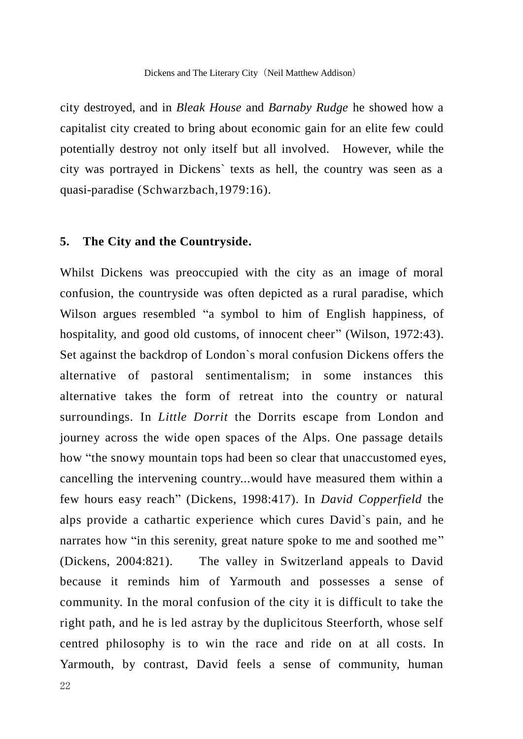city destroyed, and in *Bleak House* and *Barnaby Rudge* he showed how a capitalist city created to bring about economic gain for an elite few could potentially destroy not only itself but all involved. However, while the city was portrayed in Dickens` texts as hell, the country was seen as a quasi-paradise (Schwarzbach,1979:16).

## 5. The City and the Countryside.

Whilst Dickens was preoccupied with the city as an image of moral confusion, the countryside was often depicted as a rural paradise, which Wilson argues resembled "a symbol to him of English happiness, of hospitality, and good old customs, of innocent cheer" (Wilson, 1972:43). Set against the backdrop of London`s moral confusion Dickens offers the alternative of pastoral sentimentalism; in some instances this alternative takes the form of retreat into the country or natural surroundings. In *Little Dorrit* the Dorrits escape from London and journey across the wide open spaces of the Alps. One passage details how "the snowy mountain tops had been so clear that unaccustomed eyes, cancelling the intervening country...would have measured them within a few hours easy reach" (Dickens, 1998:417). In *David Copperfield* the alps provide a cathartic experience which cures David`s pain, and he narrates how "in this serenity, great nature spoke to me and soothed me" (Dickens, 2004:821). The valley in Switzerland appeals to David because it reminds him of Yarmouth and possesses a sense of community. In the moral confusion of the city it is difficult to take the right path, and he is led astray by the duplicitous Steerforth, whose self centred philosophy is to win the race and ride on at all costs. In Yarmouth, by contrast, David feels a sense of community, human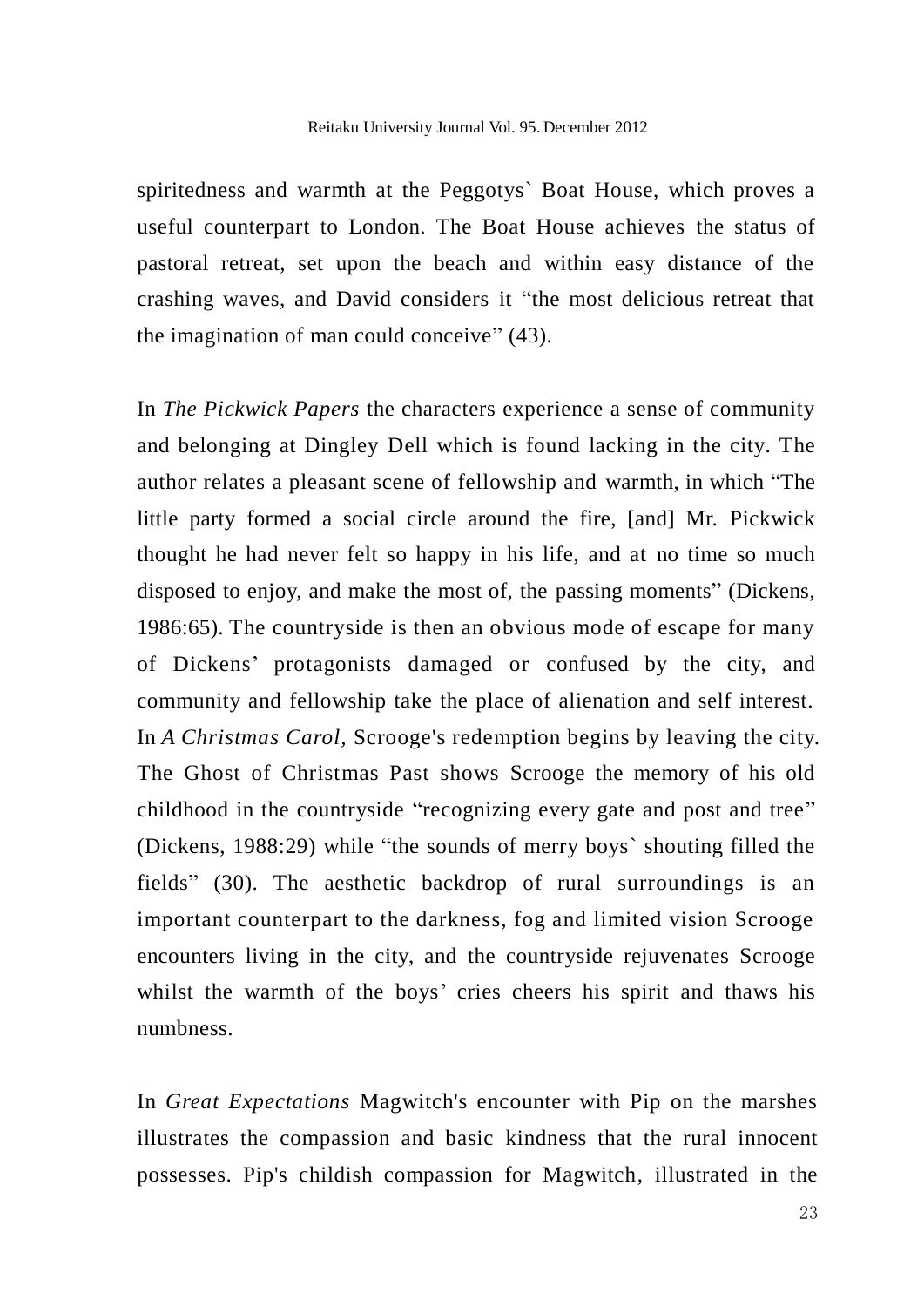spiritedness and warmth at the Peggotys` Boat House, which proves a useful counterpart to London. The Boat House achieves the status of pastoral retreat, set upon the beach and within easy distance of the crashing waves, and David considers it "the most delicious retreat that the imagination of man could conceive" (43).

In *The Pickwick Papers* the characters experience a sense of community and belonging at Dingley Dell which is found lacking in the city. The author relates a pleasant scene of fellowship and warmth, in which "The little party formed a social circle around the fire, [and] Mr. Pickwick thought he had never felt so happy in his life, and at no time so much disposed to enjoy, and make the most of, the passing moments" (Dickens, 1986:65). The countryside is then an obvious mode of escape for many of Dickens' protagonists damaged or confused by the city, and community and fellowship take the place of alienation and self interest. In *A Christmas Carol*, Scrooge's redemption begins by leaving the city. The Ghost of Christmas Past shows Scrooge the memory of his old childhood in the countryside "recognizing every gate and post and tree" (Dickens, 1988:29) while "the sounds of merry boys` shouting filled the fields" (30). The aesthetic backdrop of rural surroundings is an important counterpart to the darkness, fog and limited vision Scrooge encounters living in the city, and the countryside rejuvenates Scrooge whilst the warmth of the boys' cries cheers his spirit and thaws his numbness.

In *Great Expectations* Magwitch's encounter with Pip on the marshes illustrates the compassion and basic kindness that the rural innocent possesses. Pip's childish compassion for Magwitch, illustrated in the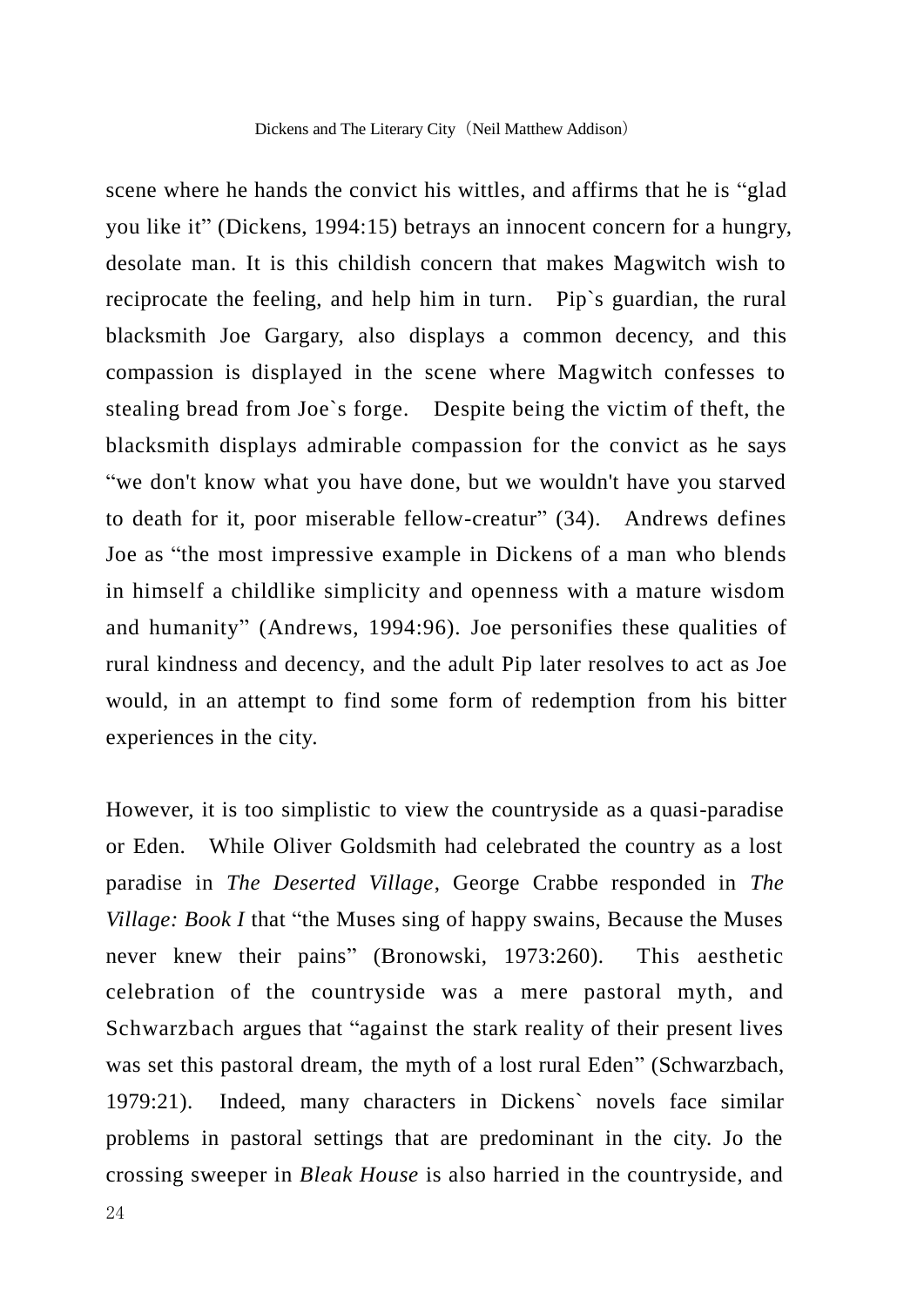scene where he hands the convict his wittles, and affirms that he is "glad you like it" (Dickens, 1994:15) betrays an innocent concern for a hungry, desolate man. It is this childish concern that makes Magwitch wish to reciprocate the feeling, and help him in turn. Pip`s guardian, the rural blacksmith Joe Gargary, also displays a common decency, and this compassion is displayed in the scene where Magwitch confesses to stealing bread from Joe`s forge. Despite being the victim of theft, the blacksmith displays admirable compassion for the convict as he says "we don't know what you have done, but we wouldn't have you starved to death for it, poor miserable fellow-creatur" (34). Andrews defines Joe as "the most impressive example in Dickens of a man who blends in himself a childlike simplicity and openness with a mature wisdom and humanity" (Andrews, 1994:96). Joe personifies these qualities of rural kindness and decency, and the adult Pip later resolves to act as Joe would, in an attempt to find some form of redemption from his bitter experiences in the city.

However, it is too simplistic to view the countryside as a quasi-paradise or Eden. While Oliver Goldsmith had celebrated the country as a lost paradise in *The Deserted Village*, George Crabbe responded in *The Village: Book I* that "the Muses sing of happy swains, Because the Muses never knew their pains" (Bronowski, 1973:260). This aesthetic celebration of the countryside was a mere pastoral myth, and Schwarzbach argues that "against the stark reality of their present lives was set this pastoral dream, the myth of a lost rural Eden" (Schwarzbach, 1979:21). Indeed, many characters in Dickens` novels face similar problems in pastoral settings that are predominant in the city. Jo the crossing sweeper in *Bleak House* is also harried in the countryside, and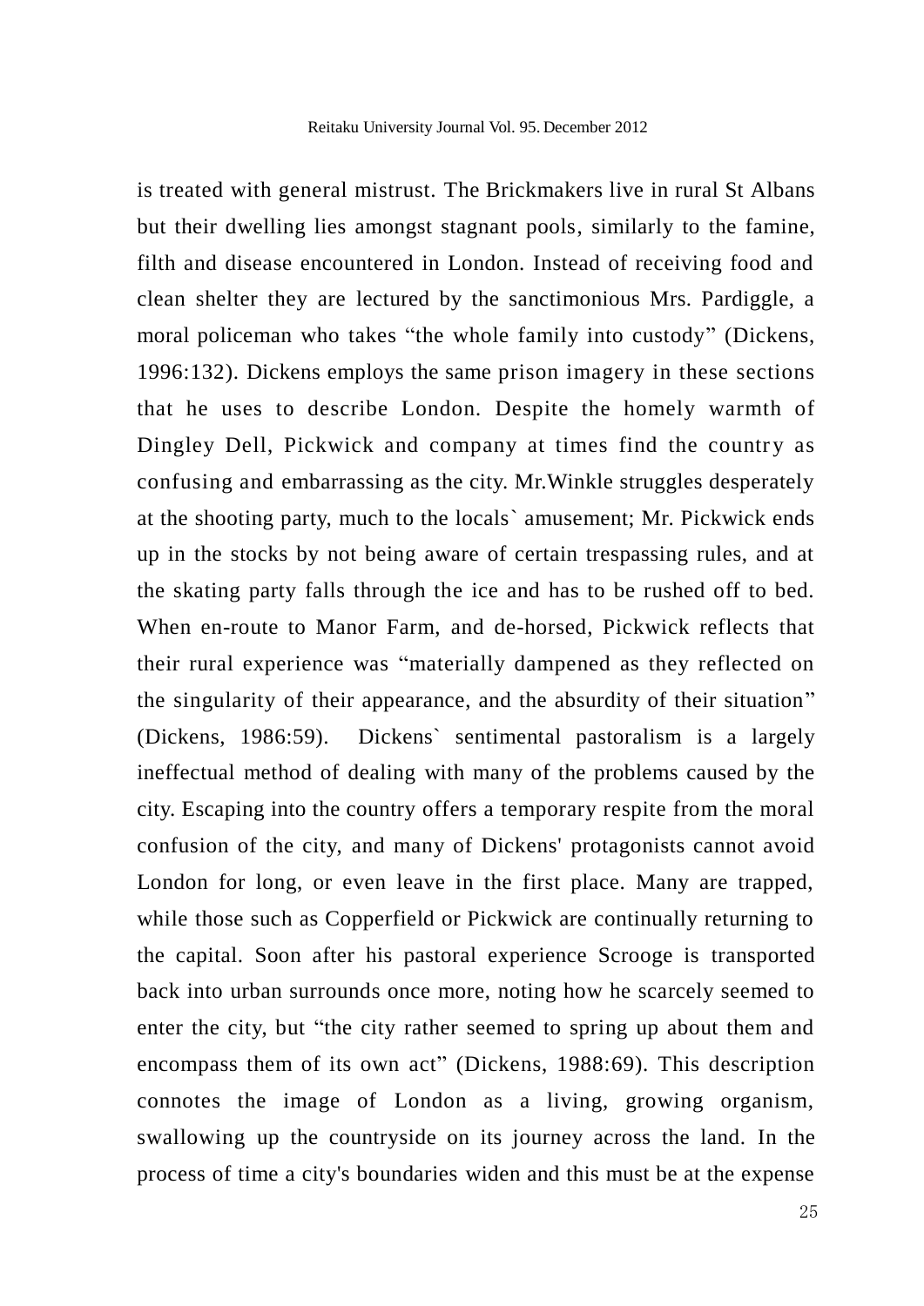is treated with general mistrust. The Brickmakers live in rural St Albans but their dwelling lies amongst stagnant pools, similarly to the famine, filth and disease encountered in London. Instead of receiving food and clean shelter they are lectured by the sanctimonious Mrs. Pardiggle, a moral policeman who takes "the whole family into custody" (Dickens, 1996:132). Dickens employs the same prison imagery in these sections that he uses to describe London. Despite the homely warmth of Dingley Dell, Pickwick and company at times find the country as confusing and embarrassing as the city. Mr.Winkle struggles desperately at the shooting party, much to the locals` amusement; Mr. Pickwick ends up in the stocks by not being aware of certain trespassing rules, and at the skating party falls through the ice and has to be rushed off to bed. When en-route to Manor Farm, and de-horsed, Pickwick reflects that their rural experience was "materially dampened as they reflected on the singularity of their appearance, and the absurdity of their situation" (Dickens, 1986:59). Dickens` sentimental pastoralism is a largely ineffectual method of dealing with many of the problems caused by the city. Escaping into the country offers a temporary respite from the moral confusion of the city, and many of Dickens' protagonists cannot avoid London for long, or even leave in the first place. Many are trapped, while those such as Copperfield or Pickwick are continually returning to the capital. Soon after his pastoral experience Scrooge is transported back into urban surrounds once more, noting how he scarcely seemed to enter the city, but "the city rather seemed to spring up about them and encompass them of its own act" (Dickens, 1988:69). This description connotes the image of London as a living, growing organism, swallowing up the countryside on its journey across the land. In the process of time a city's boundaries widen and this must be at the expense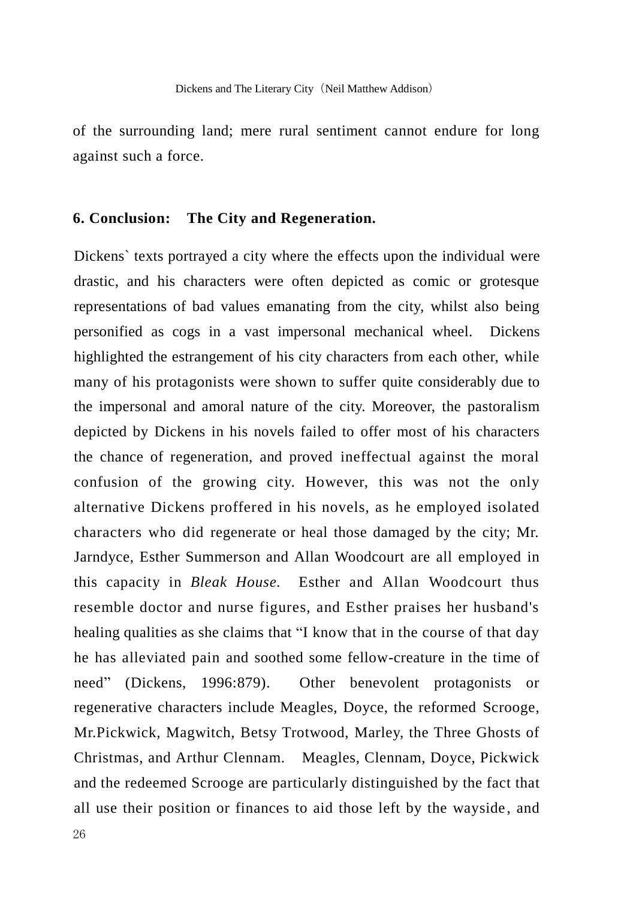of the surrounding land; mere rural sentiment cannot endure for long against such a force.

### 6. Conclusion: The City and Regeneration.

Dickens` texts portrayed a city where the effects upon the individual were drastic, and his characters were often depicted as comic or grotesque representations of bad values emanating from the city, whilst also being personified as cogs in a vast impersonal mechanical wheel. Dickens highlighted the estrangement of his city characters from each other, while many of his protagonists were shown to suffer quite considerably due to the impersonal and amoral nature of the city. Moreover, the pastoralism depicted by Dickens in his novels failed to offer most of his characters the chance of regeneration, and proved ineffectual against the moral confusion of the growing city. However, this was not the only alternative Dickens proffered in his novels, as he employed isolated characters who did regenerate or heal those damaged by the city; Mr. Jarndyce, Esther Summerson and Allan Woodcourt are all employed in this capacity in *Bleak House.* Esther and Allan Woodcourt thus resemble doctor and nurse figures, and Esther praises her husband's healing qualities as she claims that "I know that in the course of that day he has alleviated pain and soothed some fellow-creature in the time of need" (Dickens, 1996:879). Other benevolent protagonists or regenerative characters include Meagles, Doyce, the reformed Scrooge, Mr.Pickwick, Magwitch, Betsy Trotwood, Marley, the Three Ghosts of Christmas, and Arthur Clennam. Meagles, Clennam, Doyce, Pickwick and the redeemed Scrooge are particularly distinguished by the fact that all use their position or finances to aid those left by the wayside, and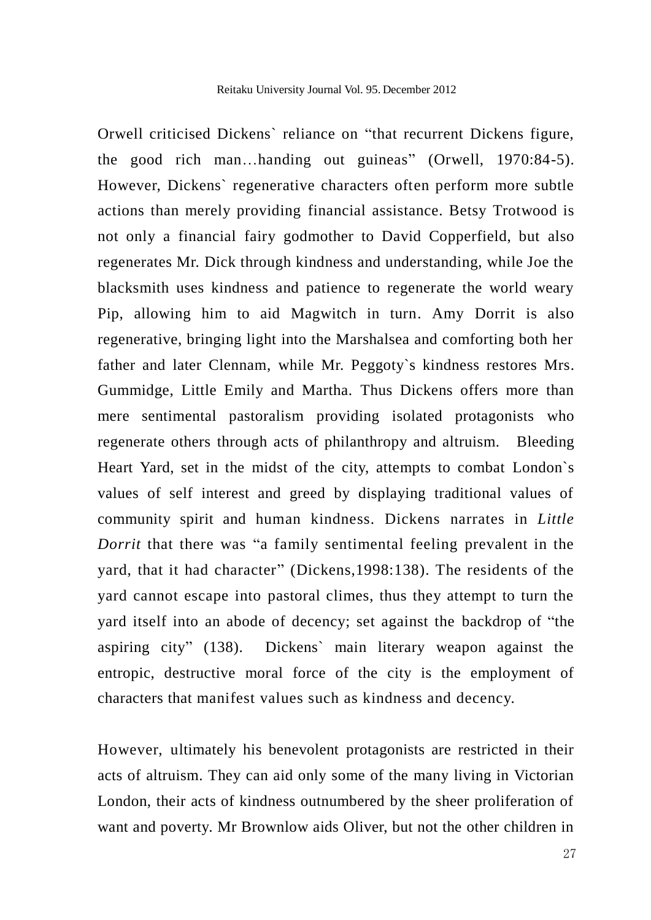Orwell criticised Dickens` reliance on "that recurrent Dickens figure, the good rich man…handing out guineas" (Orwell, 1970:84-5). However, Dickens` regenerative characters often perform more subtle actions than merely providing financial assistance. Betsy Trotwood is not only a financial fairy godmother to David Copperfield, but also regenerates Mr. Dick through kindness and understanding, while Joe the blacksmith uses kindness and patience to regenerate the world weary Pip, allowing him to aid Magwitch in turn. Amy Dorrit is also regenerative, bringing light into the Marshalsea and comforting both her father and later Clennam, while Mr. Peggoty`s kindness restores Mrs. Gummidge, Little Emily and Martha. Thus Dickens offers more than mere sentimental pastoralism providing isolated protagonists who regenerate others through acts of philanthropy and altruism. Bleeding Heart Yard, set in the midst of the city, attempts to combat London`s values of self interest and greed by displaying traditional values of community spirit and human kindness. Dickens narrates in *Little Dorrit* that there was "a family sentimental feeling prevalent in the yard, that it had character" (Dickens,1998:138). The residents of the yard cannot escape into pastoral climes, thus they attempt to turn the yard itself into an abode of decency; set against the backdrop of "the aspiring city" (138). Dickens` main literary weapon against the entropic, destructive moral force of the city is the employment of characters that manifest values such as kindness and decency.

However, ultimately his benevolent protagonists are restricted in their acts of altruism. They can aid only some of the many living in Victorian London, their acts of kindness outnumbered by the sheer proliferation of want and poverty. Mr Brownlow aids Oliver, but not the other children in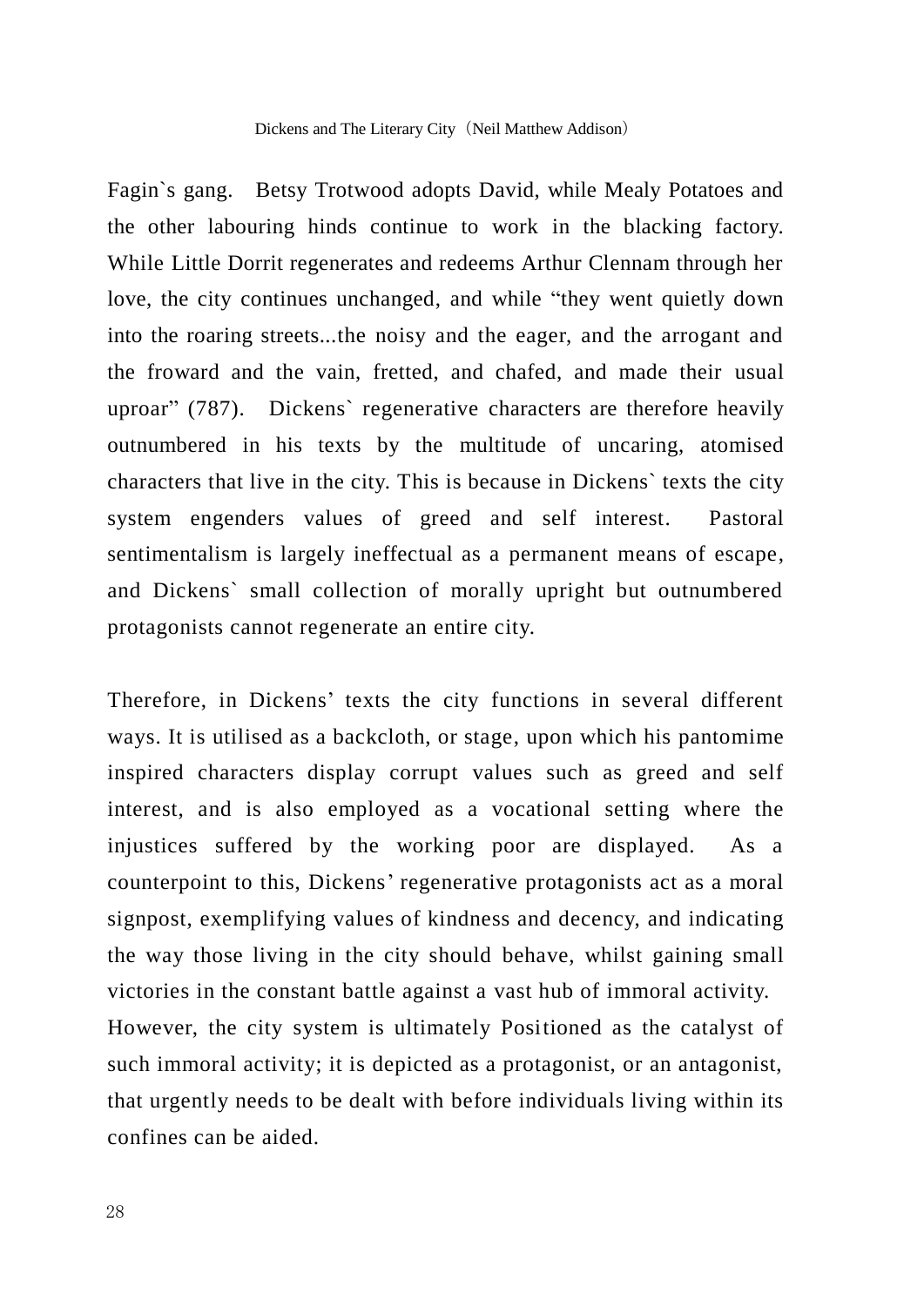Fagin`s gang. Betsy Trotwood adopts David, while Mealy Potatoes and the other labouring hinds continue to work in the blacking factory. While Little Dorrit regenerates and redeems Arthur Clennam through her love, the city continues unchanged, and while “they went quietly down into the roaring streets...the noisy and the eager, and the arrogant and the froward and the vain, fretted, and chafed, and made their usual uproar” (787). Dickens` regenerative characters are therefore heavily outnumbered in his texts by the multitude of uncaring, atomised characters that live in the city. This is because in Dickens` texts the city system engenders values of greed and self interest. Pastoral sentimentalism is largely ineffectual as a permanent means of escape, and Dickens` small collection of morally upright but outnumbered protagonists cannot regenerate an entire city.

Therefore, in Dickens’ texts the city functions in several different ways. It is utilised as a backcloth, or stage, upon which his pantomime inspired characters display corrupt values such as greed and self interest, and is also employed as a vocational setting where the injustices suffered by the working poor are displayed. As a counterpoint to this, Dickens’ regenerative protagonists act as a moral signpost, exemplifying values of kindness and decency, and indicating the way those living in the city should behave, whilst gaining small victories in the constant battle against a vast hub of immoral activity. However, the city system is ultimately Positioned as the catalyst of such immoral activity; it is depicted as a protagonist, or an antagonist, that urgently needs to be dealt with before individuals living within its confines can be aided.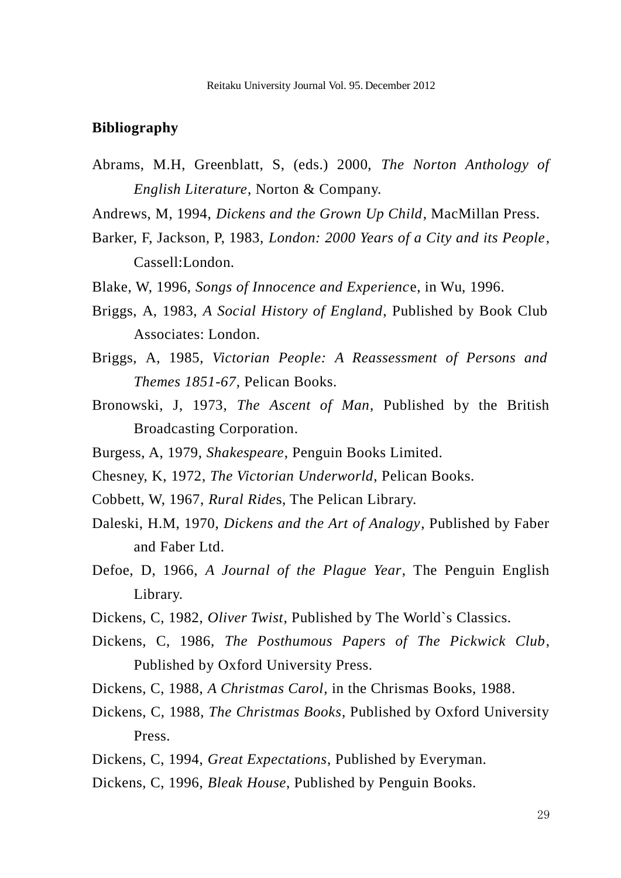## Bibliography

Abrams, M.H, Greenblatt, S, (eds.) 2000, *The Norton Anthology of English Literature*, Norton & Company.

Andrews, M, 1994, *Dickens and the Grown Up Child*, MacMillan Press.

Barker, F, Jackson, P, 1983, *London: 2000 Years of a City and its People*, Cassell:London.

Blake, W, 1996, *Songs of Innocence and Experienc*e, in Wu, 1996.

Briggs, A, 1983, *A Social History of England*, Published by Book Club Associates: London.

Briggs, A, 1985, *Victorian People: A Reassessment of Persons and Themes 1851-67*, Pelican Books.

Bronowski, J, 1973, *The Ascent of Man*, Published by the British Broadcasting Corporation.

Burgess, A, 1979, *Shakespeare*, Penguin Books Limited.

Chesney, K, 1972, *The Victorian Underworld*, Pelican Books.

Cobbett, W, 1967, *Rural Ride*s, The Pelican Library.

Daleski, H.M, 1970, *Dickens and the Art of Analogy*, Published by Faber and Faber Ltd.

Defoe, D, 1966, *A Journal of the Plague Year*, The Penguin English Library.

Dickens, C, 1982, *Oliver Twist*, Published by The World`s Classics.

Dickens, C, 1986, *The Posthumous Papers of The Pickwick Club*, Published by Oxford University Press.

Dickens, C, 1988, *A Christmas Carol*, in the Chrismas Books, 1988.

Dickens, C, 1988, *The Christmas Books*, Published by Oxford University Press.

Dickens, C, 1994, *Great Expectations*, Published by Everyman.

Dickens, C, 1996, *Bleak House*, Published by Penguin Books.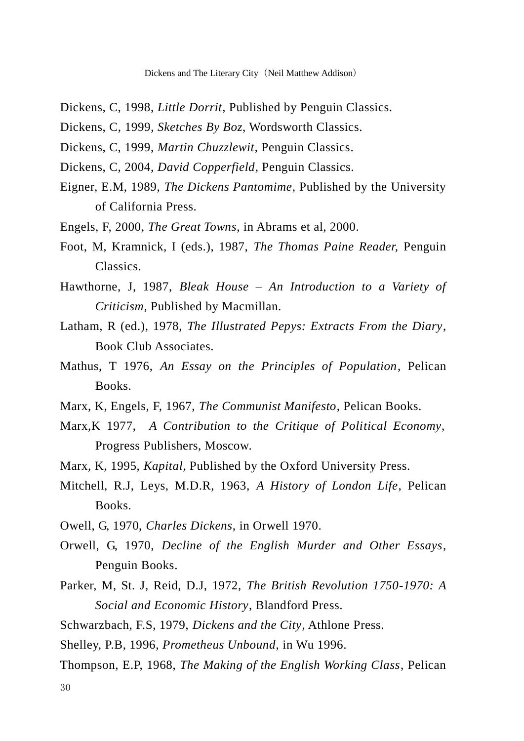Dickens, C, 1998, *Little Dorrit*, Published by Penguin Classics.

Dickens, C, 1999, *Sketches By Boz*, Wordsworth Classics.

Dickens, C, 1999, *Martin Chuzzlewit*, Penguin Classics.

Dickens, C, 2004, *David Copperfield*, Penguin Classics.

Eigner, E.M, 1989, *The Dickens Pantomime*, Published by the University of California Press.

Engels, F, 2000, *The Great Towns*, in Abrams et al, 2000.

Foot, M, Kramnick, I (eds.), 1987, *The Thomas Paine Reader,* Penguin Classics.

Hawthorne, J, 1987, *Bleak House – An Introduction to a Variety of Criticism*, Published by Macmillan.

Latham, R (ed.), 1978, *The Illustrated Pepys: Extracts From the Diary*, Book Club Associates.

Mathus, T 1976, *An Essay on the Principles of Population*, Pelican Books.

Marx, K, Engels, F, 1967, *The Communist Manifesto*, Pelican Books.

Marx,K 1977, *A Contribution to the Critique of Political Economy*, Progress Publishers, Moscow.

Marx, K, 1995, *Kapital*, Published by the Oxford University Press.

Mitchell, R.J, Leys, M.D.R, 1963, *A History of London Life,* Pelican Books.

Owell, G, 1970, *Charles Dickens*, in Orwell 1970.

Orwell, G, 1970, *Decline of the English Murder and Other Essays*, Penguin Books.

Parker, M, St. J, Reid, D.J, 1972, *The British Revolution 1750-1970: A Social and Economic History*, Blandford Press.

Schwarzbach, F.S, 1979, *Dickens and the City*, Athlone Press.

Shelley, P.B, 1996, *Prometheus Unbound*, in Wu 1996.

Thompson, E.P, 1968, *The Making of the English Working Class*, Pelican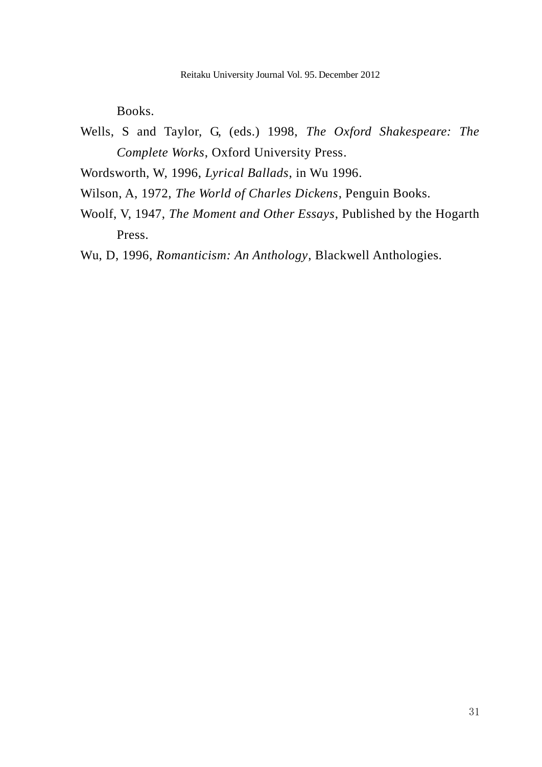Books.

Wells, S and Taylor, G, (eds.) 1998, *The Oxford Shakespeare: The Complete Works*, Oxford University Press.

Wordsworth, W, 1996, *Lyrical Ballads*, in Wu 1996.

Wilson, A, 1972, *The World of Charles Dickens*, Penguin Books.

Woolf, V, 1947, *The Moment and Other Essays*, Published by the Hogarth Press.

Wu, D, 1996, *Romanticism: An Anthology*, Blackwell Anthologies.